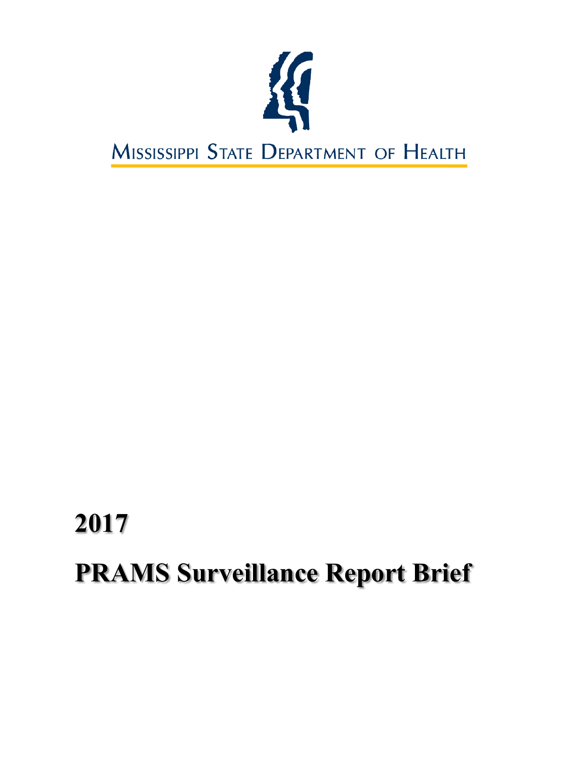MISSISSIPPI STATE DEPARTMENT OF HEALTH

# 2017

# PRAMS Surveillance Report Brief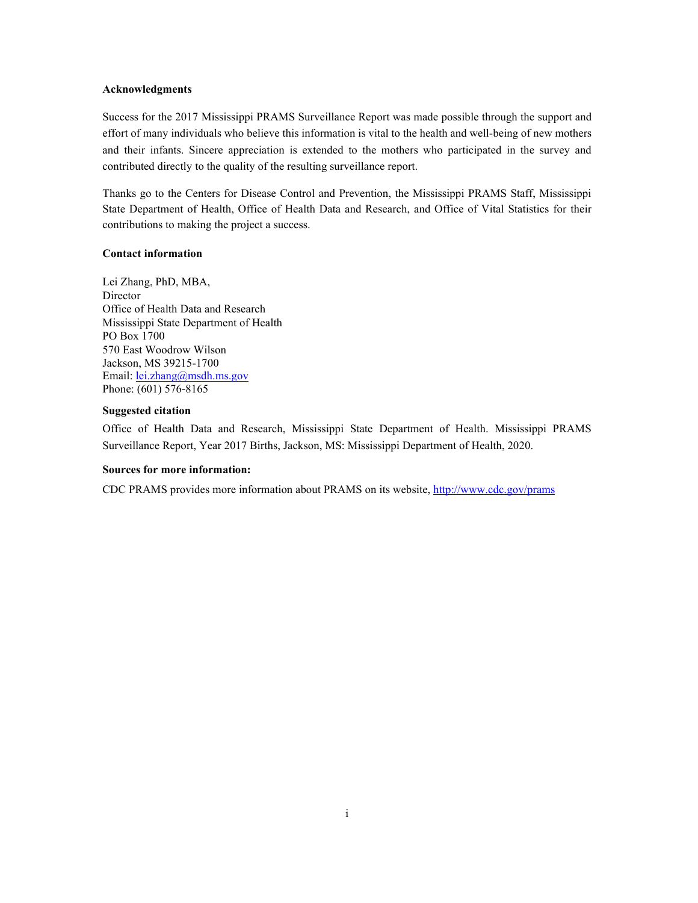**Acknowledgments**

Success for the 2017 Mississippi PRAMS Surveillance Report was made possible through the support and effort of many individuals who believe this information is vital to the health and well-being of new mothers and their infants. Sincere appreciation is extended to the mothers who participated in the survey and contributed directly to the quality of the resulting surveillance report.

Thanks go to the Centers for Disease Control and Prevention, the Mississippi PRAMS Staff, Mississippi State Department of Health, Office of Health Data and Research, and Office of Vital Statistics for their contributions to making the project a success.

**Contact information**

Lei Zhang, PhD, MBA,  
Director  
Office of Health Data and Research  
Mississippi State Department of Health  
PO Box 1700  
570 East Woodrow Wilson  
Jackson, MS 39215-1700  
Email: lei.zhang@msdh.ms.gov  
Phone: (601) 576-8165

**Suggested citation**

Office of Health Data and Research, Mississippi State Department of Health. Mississippi PRAMS Surveillance Report, Year 2017 Births, Jackson, MS: Mississippi Department of Health, 2020.

**Sources for more information:**

CDC PRAMS provides more information about PRAMS on its website, http://www.cdc.gov/prams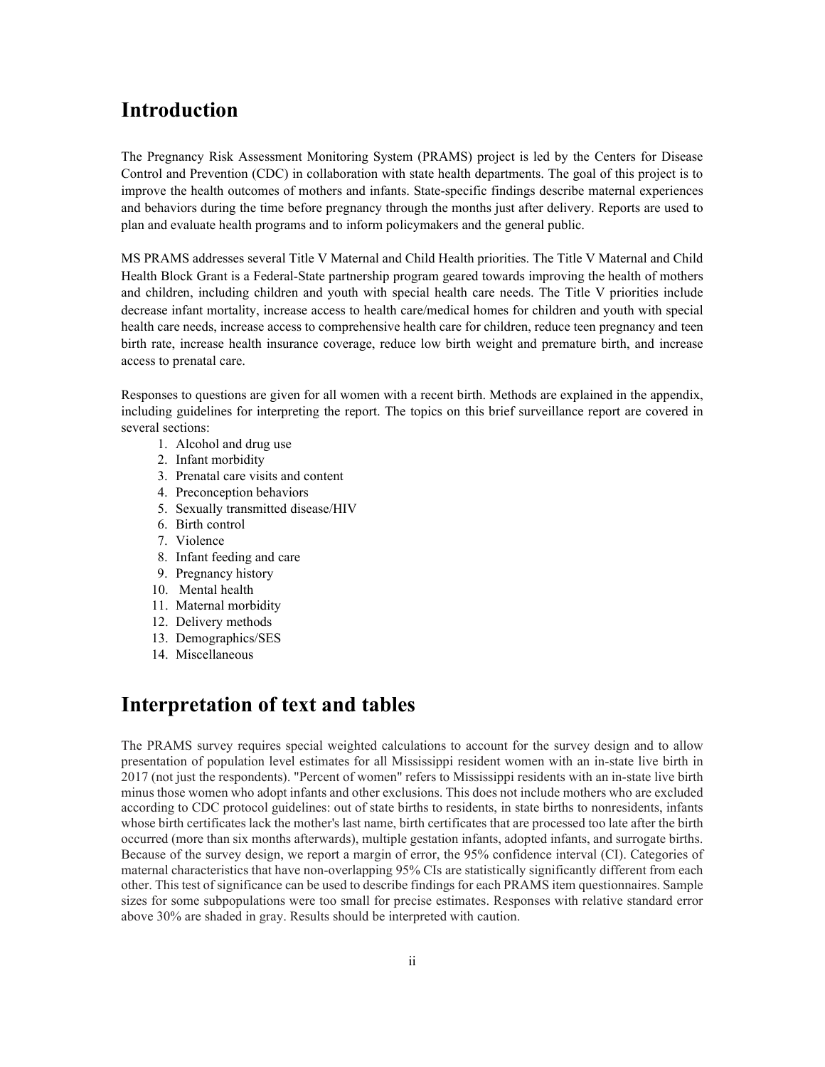# Introduction

The Pregnancy Risk Assessment Monitoring System (PRAMS) project is led by the Centers for Disease Control and Prevention (CDC) in collaboration with state health departments. The goal of this project is to improve the health outcomes of mothers and infants. State-specific findings describe maternal experiences and behaviors during the time before pregnancy through the months just after delivery. Reports are used to plan and evaluate health programs and to inform policymakers and the general public.

MS PRAMS addresses several Title V Maternal and Child Health priorities. The Title V Maternal and Child Health Block Grant is a Federal-State partnership program geared towards improving the health of mothers and children, including children and youth with special health care needs. The Title V priorities include decrease infant mortality, increase access to health care/medical homes for children and youth with special health care needs, increase access to comprehensive health care for children, reduce teen pregnancy and teen birth rate, increase health insurance coverage, reduce low birth weight and premature birth, and increase access to prenatal care.

Responses to questions are given for all women with a recent birth. Methods are explained in the appendix, including guidelines for interpreting the report. The topics on this brief surveillance report are covered in several sections:

1. Alcohol and drug use
2. Infant morbidity
3. Prenatal care visits and content
4. Preconception behaviors
5. Sexually transmitted disease/HIV
6. Birth control
7. Violence
8. Infant feeding and care
9. Pregnancy history
10. Mental health
11. Maternal morbidity
12. Delivery methods
13. Demographics/SES
14. Miscellaneous

# Interpretation of text and tables

The PRAMS survey requires special weighted calculations to account for the survey design and to allow presentation of population level estimates for all Mississippi resident women with an in-state live birth in 2017 (not just the respondents). "Percent of women" refers to Mississippi residents with an in-state live birth minus those women who adopt infants and other exclusions. This does not include mothers who are excluded according to CDC protocol guidelines: out of state births to residents, in state births to nonresidents, infants whose birth certificates lack the mother's last name, birth certificates that are processed too late after the birth occurred (more than six months afterwards), multiple gestation infants, adopted infants, and surrogate births. Because of the survey design, we report a margin of error, the 95% confidence interval (CI). Categories of maternal characteristics that have non-overlapping 95% CIs are statistically significantly different from each other. This test of significance can be used to describe findings for each PRAMS item questionnaires. Sample sizes for some subpopulations were too small for precise estimates. Responses with relative standard error above 30% are shaded in gray. Results should be interpreted with caution.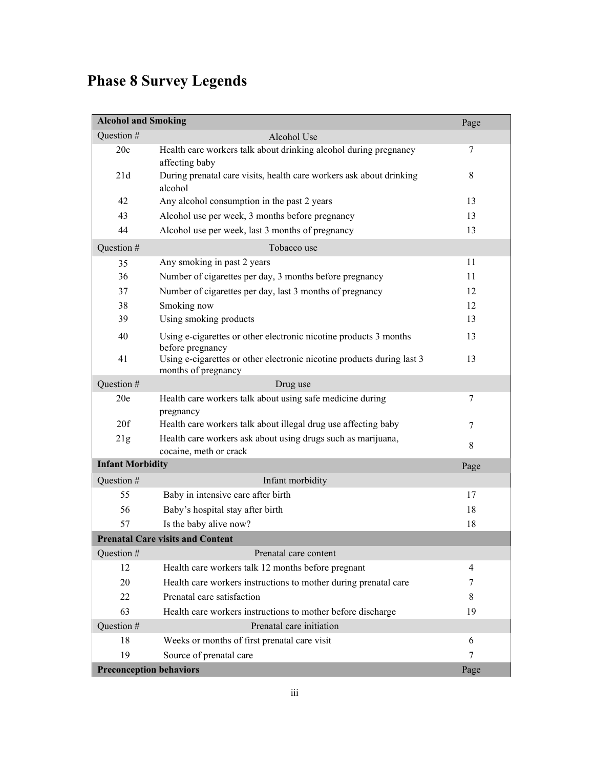# Phase 8 Survey Legends

| Alcohol and Smoking | | Page |
|---|---|---|
| Question # | Alcohol Use | |
| 20c | Health care workers talk about drinking alcohol during pregnancy affecting baby | 7 |
| 21d | During prenatal care visits, health care workers ask about drinking alcohol | 8 |
| 42 | Any alcohol consumption in the past 2 years | 13 |
| 43 | Alcohol use per week, 3 months before pregnancy | 13 |
| 44 | Alcohol use per week, last 3 months of pregnancy | 13 |
| Question # | Tobacco use | |
| 35 | Any smoking in past 2 years | 11 |
| 36 | Number of cigarettes per day, 3 months before pregnancy | 11 |
| 37 | Number of cigarettes per day, last 3 months of pregnancy | 12 |
| 38 | Smoking now | 12 |
| 39 | Using smoking products | 13 |
| 40 | Using e-cigarettes or other electronic nicotine products 3 months before pregnancy | 13 |
| 41 | Using e-cigarettes or other electronic nicotine products during last 3 months of pregnancy | 13 |
| Question # | Drug use | |
| 20e | Health care workers talk about using safe medicine during pregnancy | 7 |
| 20f | Health care workers talk about illegal drug use affecting baby | 7 |
| 21g | Health care workers ask about using drugs such as marijuana, cocaine, meth or crack | 8 |
| **Infant Morbidity** | | Page |
| Question # | Infant morbidity | |
| 55 | Baby in intensive care after birth | 17 |
| 56 | Baby's hospital stay after birth | 18 |
| 57 | Is the baby alive now? | 18 |
| **Prenatal Care visits and Content** | | |
| Question # | Prenatal care content | |
| 12 | Health care workers talk 12 months before pregnant | 4 |
| 20 | Health care workers instructions to mother during prenatal care | 7 |
| 22 | Prenatal care satisfaction | 8 |
| 63 | Health care workers instructions to mother before discharge | 19 |
| Question # | Prenatal care initiation | |
| 18 | Weeks or months of first prenatal care visit | 6 |
| 19 | Source of prenatal care | 7 |
| **Preconception behaviors** | | Page |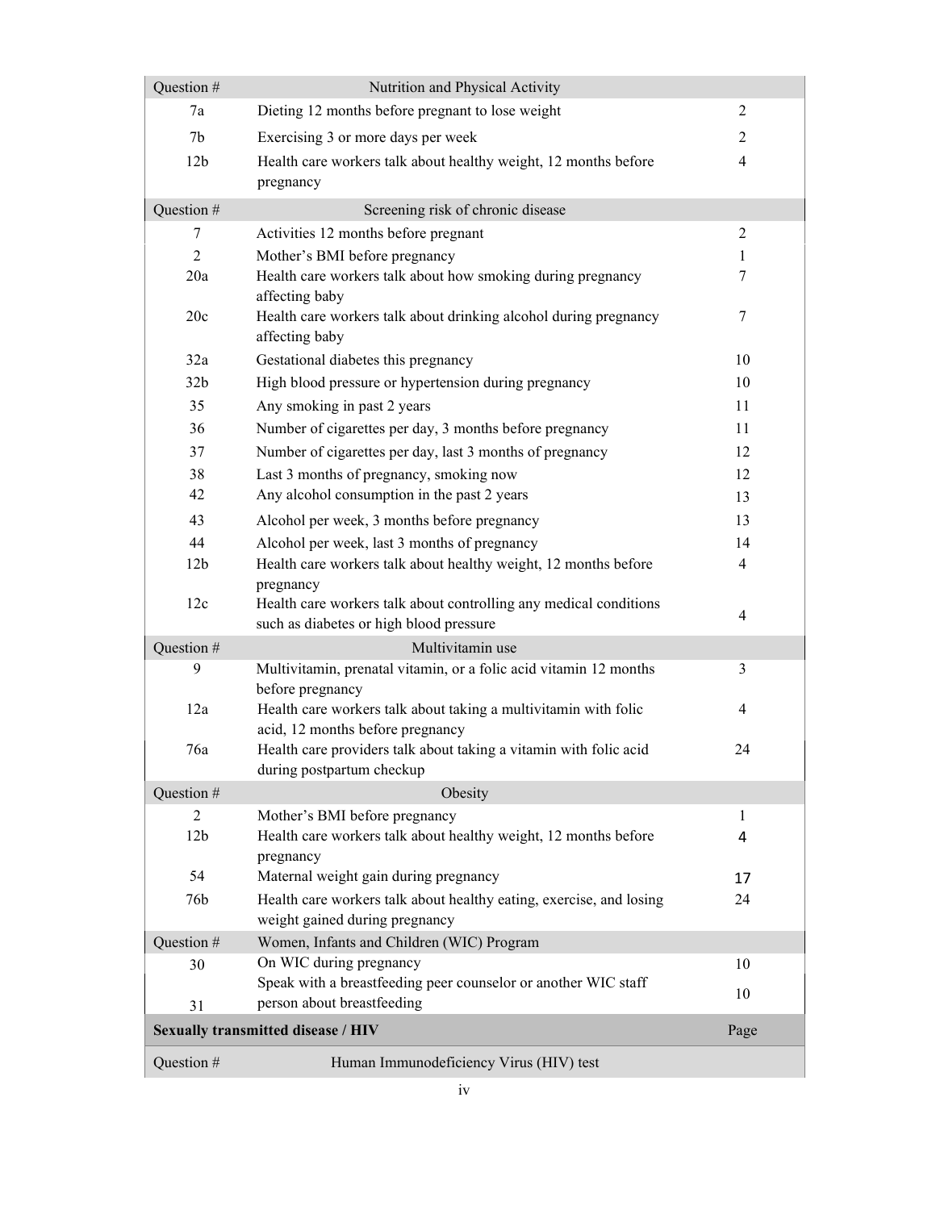| Question # | Nutrition and Physical Activity | |
|---|---|---|
| 7a | Dieting 12 months before pregnant to lose weight | 2 |
| 7b | Exercising 3 or more days per week | 2 |
| 12b | Health care workers talk about healthy weight, 12 months before pregnancy | 4 |
| Question # | Screening risk of chronic disease | |
| 7 | Activities 12 months before pregnant | 2 |
| 2 | Mother's BMI before pregnancy | 1 |
| 20a | Health care workers talk about how smoking during pregnancy affecting baby | 7 |
| 20c | Health care workers talk about drinking alcohol during pregnancy affecting baby | 7 |
| 32a | Gestational diabetes this pregnancy | 10 |
| 32b | High blood pressure or hypertension during pregnancy | 10 |
| 35 | Any smoking in past 2 years | 11 |
| 36 | Number of cigarettes per day, 3 months before pregnancy | 11 |
| 37 | Number of cigarettes per day, last 3 months of pregnancy | 12 |
| 38 | Last 3 months of pregnancy, smoking now | 12 |
| 42 | Any alcohol consumption in the past 2 years | 13 |
| 43 | Alcohol per week, 3 months before pregnancy | 13 |
| 44 | Alcohol per week, last 3 months of pregnancy | 14 |
| 12b | Health care workers talk about healthy weight, 12 months before pregnancy | 4 |
| 12c | Health care workers talk about controlling any medical conditions such as diabetes or high blood pressure | 4 |
| Question # | Multivitamin use | |
| 9 | Multivitamin, prenatal vitamin, or a folic acid vitamin 12 months before pregnancy | 3 |
| 12a | Health care workers talk about taking a multivitamin with folic acid, 12 months before pregnancy | 4 |
| 76a | Health care providers talk about taking a vitamin with folic acid during postpartum checkup | 24 |
| Question # | Obesity | |
| 2 | Mother's BMI before pregnancy | 1 |
| 12b | Health care workers talk about healthy weight, 12 months before pregnancy | 4 |
| 54 | Maternal weight gain during pregnancy | 17 |
| 76b | Health care workers talk about healthy eating, exercise, and losing weight gained during pregnancy | 24 |
| Question # | Women, Infants and Children (WIC) Program | |
| 30 | On WIC during pregnancy | 10 |
| 31 | Speak with a breastfeeding peer counselor or another WIC staff person about breastfeeding | 10 |
| **Sexually transmitted disease / HIV** | | Page |
| Question # | Human Immunodeficiency Virus (HIV) test | |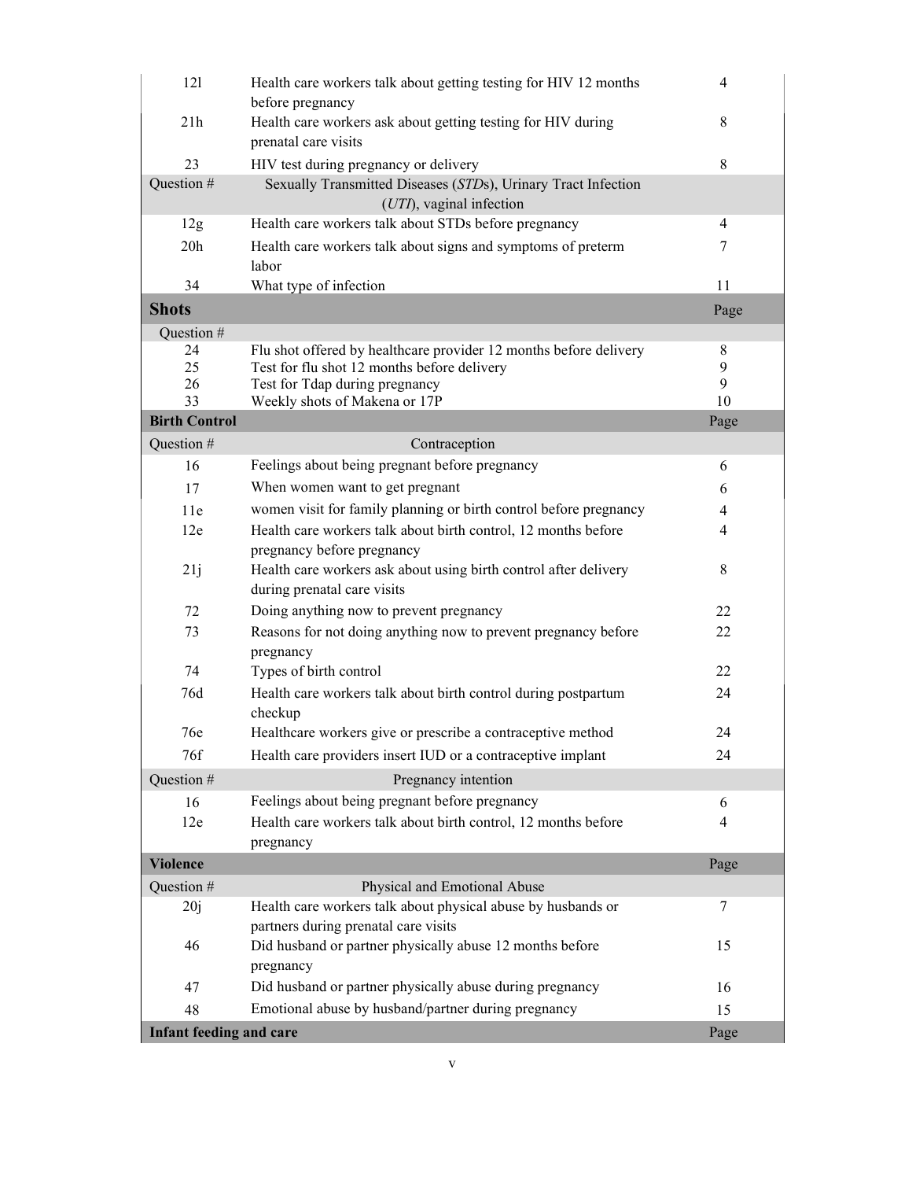| | | |
|---|---|---|
| 12l | Health care workers talk about getting testing for HIV 12 months before pregnancy | 4 |
| 21h | Health care workers ask about getting testing for HIV during prenatal care visits | 8 |
| 23 | HIV test during pregnancy or delivery | 8 |
| Question # | Sexually Transmitted Diseases (*STDs*), Urinary Tract Infection (*UTI*), vaginal infection | |
| 12g | Health care workers talk about STDs before pregnancy | 4 |
| 20h | Health care workers talk about signs and symptoms of preterm labor | 7 |
| 34 | What type of infection | 11 |
| **Shots** | | Page |
| Question # | | |
| 24 | Flu shot offered by healthcare provider 12 months before delivery | 8 |
| 25 | Test for flu shot 12 months before delivery | 9 |
| 26 | Test for Tdap during pregnancy | 9 |
| 33 | Weekly shots of Makena or 17P | 10 |
| **Birth Control** | | Page |
| Question # | Contraception | |
| 16 | Feelings about being pregnant before pregnancy | 6 |
| 17 | When women want to get pregnant | 6 |
| 11e | women visit for family planning or birth control before pregnancy | 4 |
| 12e | Health care workers talk about birth control, 12 months before pregnancy before pregnancy | 4 |
| 21j | Health care workers ask about using birth control after delivery during prenatal care visits | 8 |
| 72 | Doing anything now to prevent pregnancy | 22 |
| 73 | Reasons for not doing anything now to prevent pregnancy before pregnancy | 22 |
| 74 | Types of birth control | 22 |
| 76d | Health care workers talk about birth control during postpartum checkup | 24 |
| 76e | Healthcare workers give or prescribe a contraceptive method | 24 |
| 76f | Health care providers insert IUD or a contraceptive implant | 24 |
| Question # | Pregnancy intention | |
| 16 | Feelings about being pregnant before pregnancy | 6 |
| 12e | Health care workers talk about birth control, 12 months before pregnancy | 4 |
| **Violence** | | Page |
| Question # | Physical and Emotional Abuse | |
| 20j | Health care workers talk about physical abuse by husbands or partners during prenatal care visits | 7 |
| 46 | Did husband or partner physically abuse 12 months before pregnancy | 15 |
| 47 | Did husband or partner physically abuse during pregnancy | 16 |
| 48 | Emotional abuse by husband/partner during pregnancy | 15 |
| **Infant feeding and care** | | Page |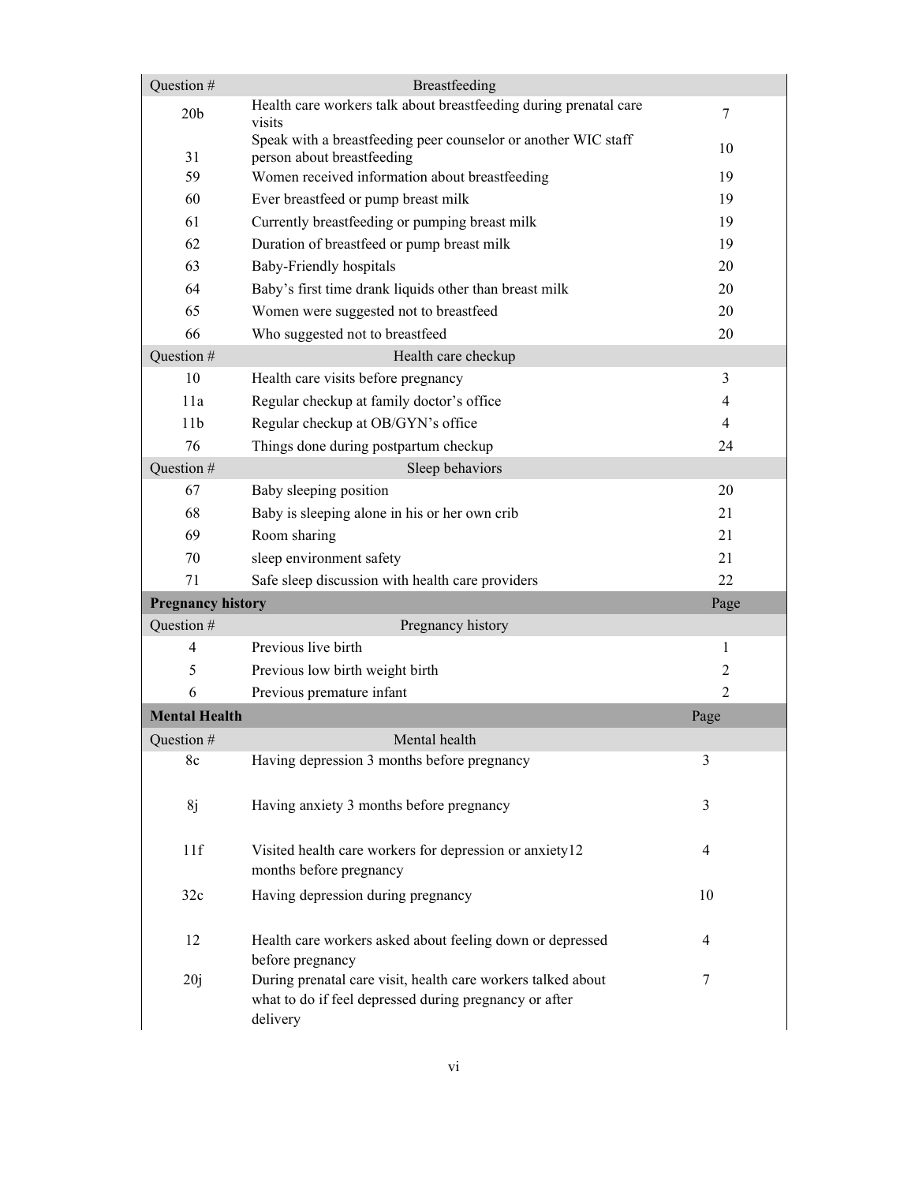| Question # | Breastfeeding | |
|---|---|---|
| 20b | Health care workers talk about breastfeeding during prenatal care visits | 7 |
| 31 | Speak with a breastfeeding peer counselor or another WIC staff person about breastfeeding | 10 |
| 59 | Women received information about breastfeeding | 19 |
| 60 | Ever breastfeed or pump breast milk | 19 |
| 61 | Currently breastfeeding or pumping breast milk | 19 |
| 62 | Duration of breastfeed or pump breast milk | 19 |
| 63 | Baby-Friendly hospitals | 20 |
| 64 | Baby's first time drank liquids other than breast milk | 20 |
| 65 | Women were suggested not to breastfeed | 20 |
| 66 | Who suggested not to breastfeed | 20 |
| **Question #** | **Health care checkup** | |
| 10 | Health care visits before pregnancy | 3 |
| 11a | Regular checkup at family doctor's office | 4 |
| 11b | Regular checkup at OB/GYN's office | 4 |
| 76 | Things done during postpartum checkup | 24 |
| **Question #** | **Sleep behaviors** | |
| 67 | Baby sleeping position | 20 |
| 68 | Baby is sleeping alone in his or her own crib | 21 |
| 69 | Room sharing | 21 |
| 70 | sleep environment safety | 21 |
| 71 | Safe sleep discussion with health care providers | 22 |
| **Pregnancy history** | | **Page** |
| **Question #** | **Pregnancy history** | |
| 4 | Previous live birth | 1 |
| 5 | Previous low birth weight birth | 2 |
| 6 | Previous premature infant | 2 |
| **Mental Health** | | **Page** |
| **Question #** | **Mental health** | |
| 8c | Having depression 3 months before pregnancy | 3 |
| 8j | Having anxiety 3 months before pregnancy | 3 |
| 11f | Visited health care workers for depression or anxiety12 months before pregnancy | 4 |
| 32c | Having depression during pregnancy | 10 |
| 12 | Health care workers asked about feeling down or depressed before pregnancy | 4 |
| 20j | During prenatal care visit, health care workers talked about what to do if feel depressed during pregnancy or after delivery | 7 |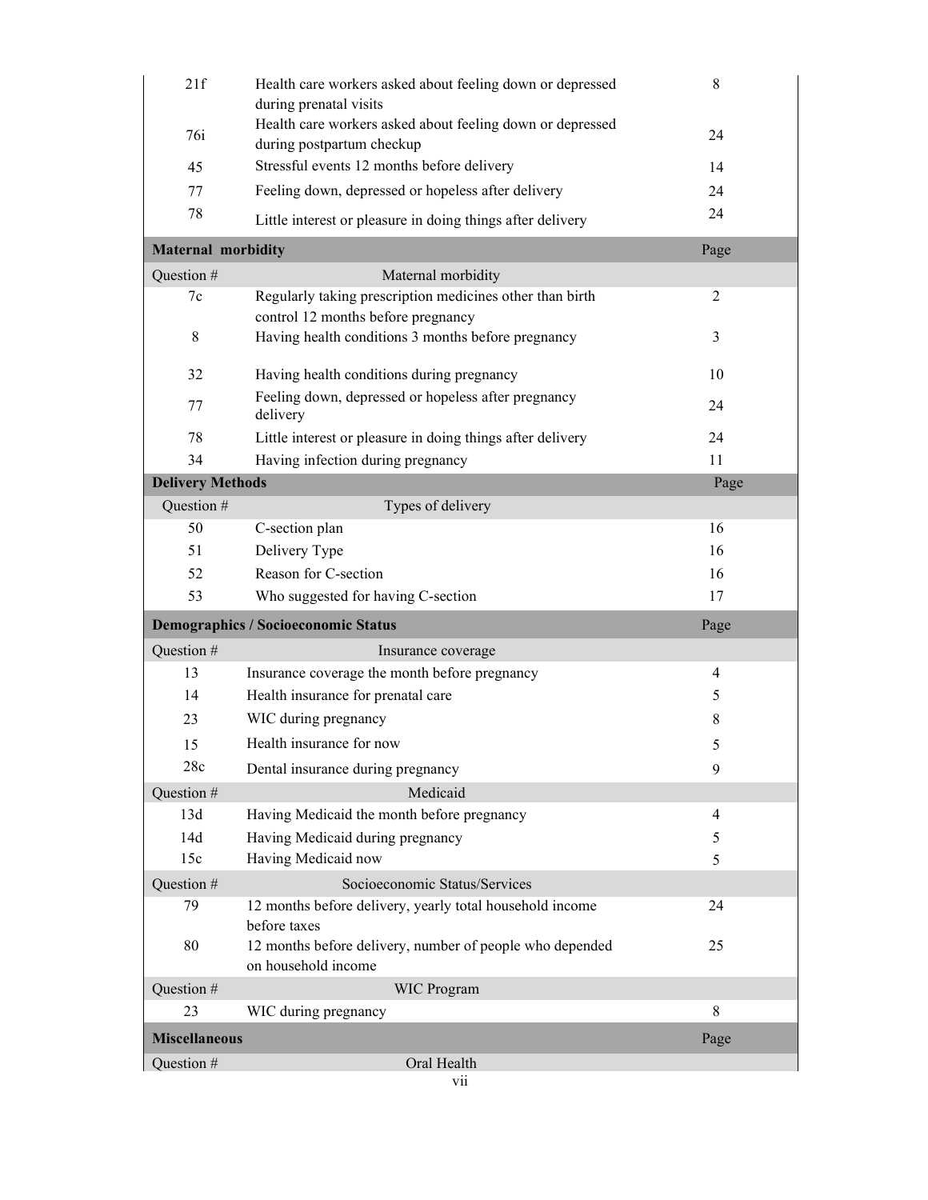| | | |
|---|---|---|
| 21f | Health care workers asked about feeling down or depressed during prenatal visits | 8 |
| 76i | Health care workers asked about feeling down or depressed during postpartum checkup | 24 |
| 45 | Stressful events 12 months before delivery | 14 |
| 77 | Feeling down, depressed or hopeless after delivery | 24 |
| 78 | Little interest or pleasure in doing things after delivery | 24 |
| **Maternal morbidity** | | Page |
| Question # | Maternal morbidity | |
| 7c | Regularly taking prescription medicines other than birth control 12 months before pregnancy | 2 |
| 8 | Having health conditions 3 months before pregnancy | 3 |
| 32 | Having health conditions during pregnancy | 10 |
| 77 | Feeling down, depressed or hopeless after pregnancy delivery | 24 |
| 78 | Little interest or pleasure in doing things after delivery | 24 |
| 34 | Having infection during pregnancy | 11 |
| **Delivery Methods** | | Page |
| Question # | Types of delivery | |
| 50 | C-section plan | 16 |
| 51 | Delivery Type | 16 |
| 52 | Reason for C-section | 16 |
| 53 | Who suggested for having C-section | 17 |
| **Demographics / Socioeconomic Status** | | Page |
| Question # | Insurance coverage | |
| 13 | Insurance coverage the month before pregnancy | 4 |
| 14 | Health insurance for prenatal care | 5 |
| 23 | WIC during pregnancy | 8 |
| 15 | Health insurance for now | 5 |
| 28c | Dental insurance during pregnancy | 9 |
| Question # | Medicaid | |
| 13d | Having Medicaid the month before pregnancy | 4 |
| 14d | Having Medicaid during pregnancy | 5 |
| 15c | Having Medicaid now | 5 |
| Question # | Socioeconomic Status/Services | |
| 79 | 12 months before delivery, yearly total household income before taxes | 24 |
| 80 | 12 months before delivery, number of people who depended on household income | 25 |
| Question # | WIC Program | |
| 23 | WIC during pregnancy | 8 |
| **Miscellaneous** | | Page |
| Question # | Oral Health | |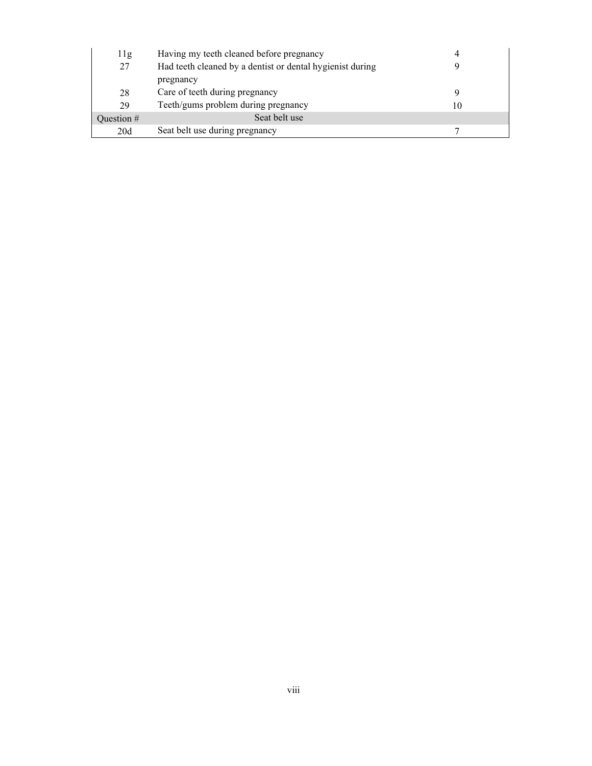| | | |
|---|---|---|
| 11g | Having my teeth cleaned before pregnancy | 4 |
| 27 | Had teeth cleaned by a dentist or dental hygienist during pregnancy | 9 |
| 28 | Care of teeth during pregnancy | 9 |
| 29 | Teeth/gums problem during pregnancy | 10 |
| Question # | Seat belt use | |
| 20d | Seat belt use during pregnancy | 7 |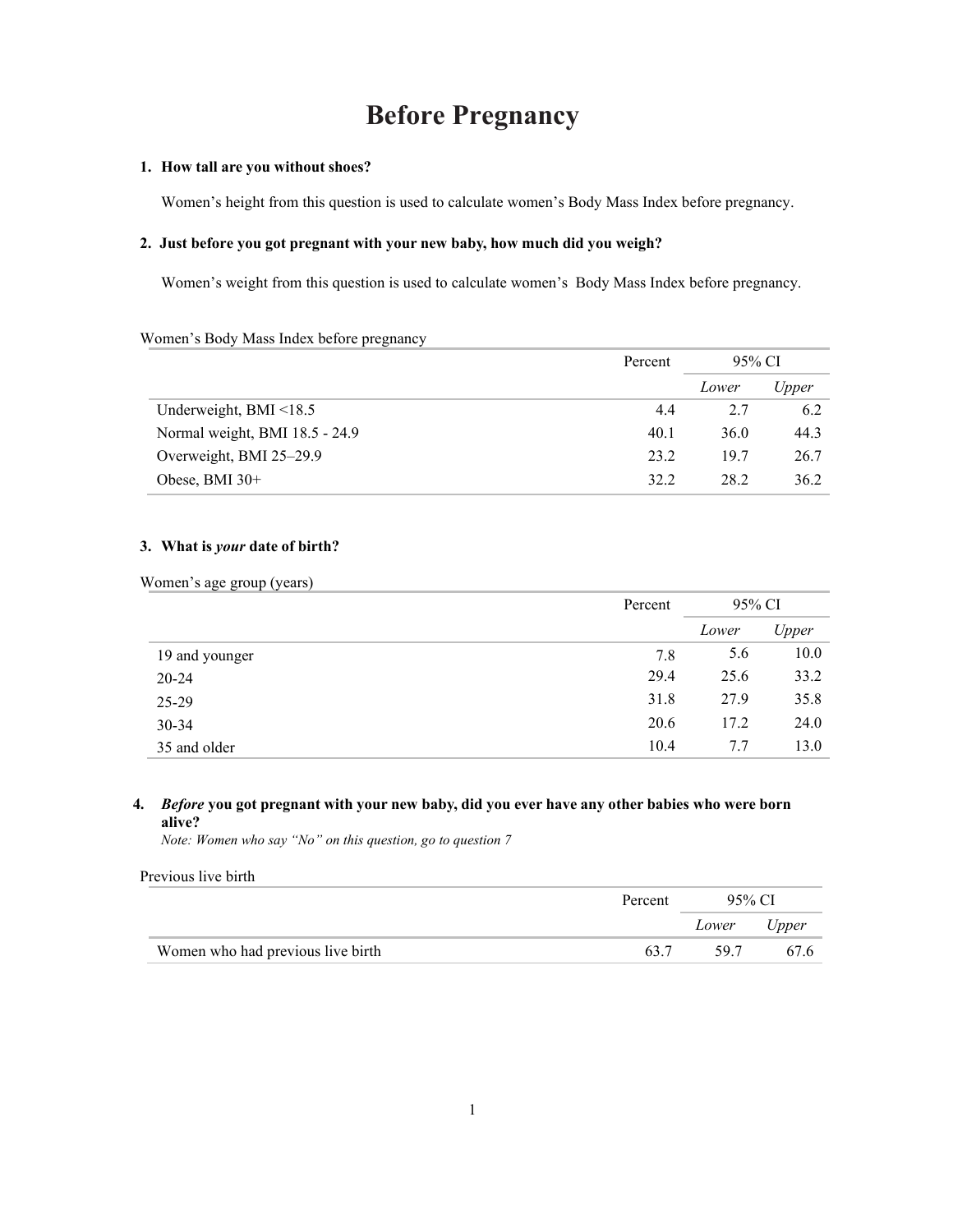# Before Pregnancy

**1. How tall are you without shoes?**

Women's height from this question is used to calculate women's Body Mass Index before pregnancy.

**2. Just before you got pregnant with your new baby, how much did you weigh?**

Women's weight from this question is used to calculate women's Body Mass Index before pregnancy.

Women's Body Mass Index before pregnancy

| | Percent | 95% CI | |
|---|---|---|---|
| | | *Lower* | *Upper* |
| Underweight, BMI <18.5 | 4.4 | 2.7 | 6.2 |
| Normal weight, BMI 18.5 - 24.9 | 40.1 | 36.0 | 44.3 |
| Overweight, BMI 25–29.9 | 23.2 | 19.7 | 26.7 |
| Obese, BMI 30+ | 32.2 | 28.2 | 36.2 |

**3. What is *your* date of birth?**

Women's age group (years)

| | Percent | 95% CI | |
|---|---|---|---|
| | | *Lower* | *Upper* |
| 19 and younger | 7.8 | 5.6 | 10.0 |
| 20-24 | 29.4 | 25.6 | 33.2 |
| 25-29 | 31.8 | 27.9 | 35.8 |
| 30-34 | 20.6 | 17.2 | 24.0 |
| 35 and older | 10.4 | 7.7 | 13.0 |

**4. *Before* you got pregnant with your new baby, did you ever have any other babies who were born alive?**

*Note: Women who say "No" on this question, go to question 7*

Previous live birth

| | Percent | 95% CI | |
|---|---|---|---|
| | | *Lower* | *Upper* |
| Women who had previous live birth | 63.7 | 59.7 | 67.6 |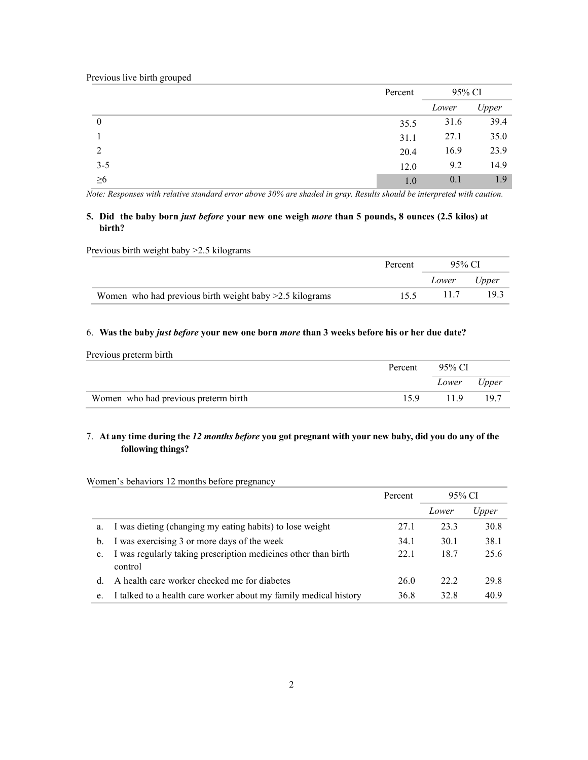Previous live birth grouped

| | Percent | 95% CI | |
|---|---|---|---|
| | | *Lower* | *Upper* |
| 0 | 35.5 | 31.6 | 39.4 |
| 1 | 31.1 | 27.1 | 35.0 |
| 2 | 20.4 | 16.9 | 23.9 |
| 3-5 | 12.0 | 9.2 | 14.9 |
| ≥6 | 1.0 | 0.1 | 1.9 |

*Note: Responses with relative standard error above 30% are shaded in gray. Results should be interpreted with caution.*

**5. Did the baby born *just before* your new one weigh *more* than 5 pounds, 8 ounces (2.5 kilos) at birth?**

Previous birth weight baby >2.5 kilograms

| | Percent | 95% CI | |
|---|---|---|---|
| | | *Lower* | *Upper* |
| Women who had previous birth weight baby >2.5 kilograms | 15.5 | 11.7 | 19.3 |

6. **Was the baby *just before* your new one born *more* than 3 weeks before his or her due date?**

Previous preterm birth

| | Percent | 95% CI | |
|---|---|---|---|
| | | *Lower* | *Upper* |
| Women who had previous preterm birth | 15.9 | 11.9 | 19.7 |

7. **At any time during the *12 months before* you got pregnant with your new baby, did you do any of the following things?**

Women's behaviors 12 months before pregnancy

| | Percent | 95% CI | |
|---|---|---|---|
| | | *Lower* | *Upper* |
| a. I was dieting (changing my eating habits) to lose weight | 27.1 | 23.3 | 30.8 |
| b. I was exercising 3 or more days of the week | 34.1 | 30.1 | 38.1 |
| c. I was regularly taking prescription medicines other than birth control | 22.1 | 18.7 | 25.6 |
| d. A health care worker checked me for diabetes | 26.0 | 22.2 | 29.8 |
| e. I talked to a health care worker about my family medical history | 36.8 | 32.8 | 40.9 |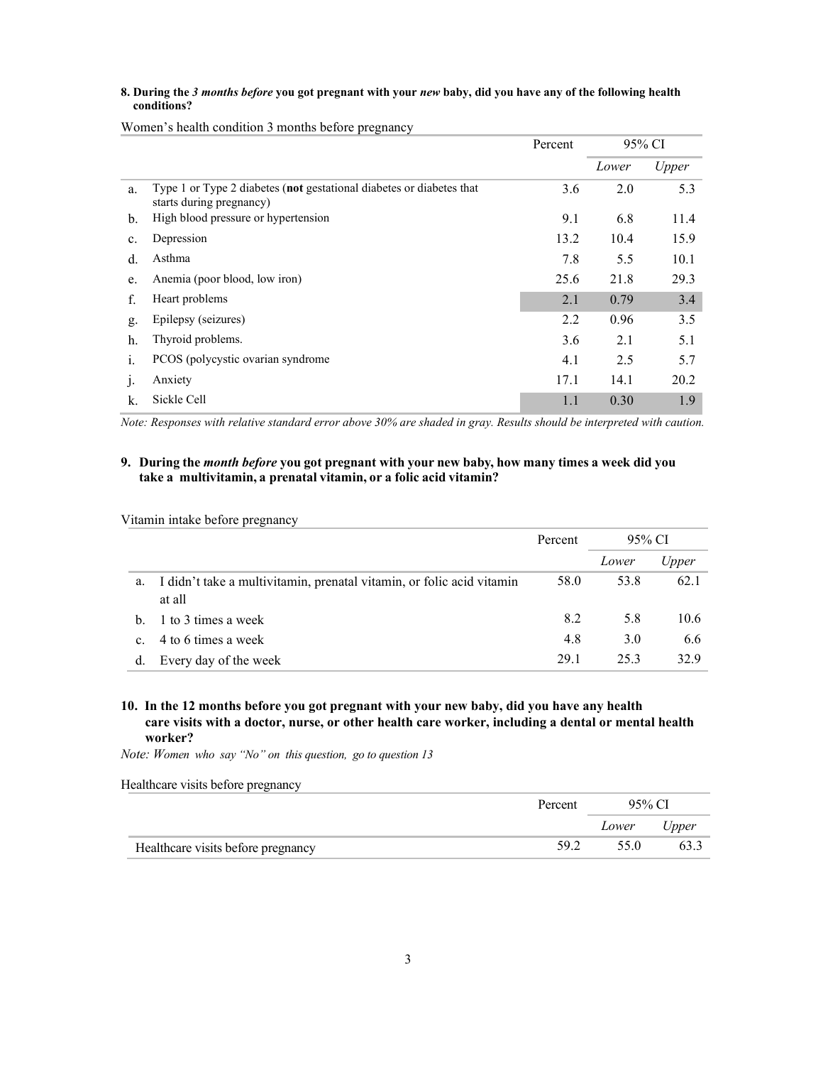**8. During the *3 months before* you got pregnant with your *new* baby, did you have any of the following health conditions?**

Women's health condition 3 months before pregnancy

| | | Percent | 95% CI | |
|---|---|---|---|---|
| | | | *Lower* | *Upper* |
| a. | Type 1 or Type 2 diabetes (**not** gestational diabetes or diabetes that starts during pregnancy) | 3.6 | 2.0 | 5.3 |
| b. | High blood pressure or hypertension | 9.1 | 6.8 | 11.4 |
| c. | Depression | 13.2 | 10.4 | 15.9 |
| d. | Asthma | 7.8 | 5.5 | 10.1 |
| e. | Anemia (poor blood, low iron) | 25.6 | 21.8 | 29.3 |
| f. | Heart problems | 2.1 | 0.79 | 3.4 |
| g. | Epilepsy (seizures) | 2.2 | 0.96 | 3.5 |
| h. | Thyroid problems. | 3.6 | 2.1 | 5.1 |
| i. | PCOS (polycystic ovarian syndrome | 4.1 | 2.5 | 5.7 |
| j. | Anxiety | 17.1 | 14.1 | 20.2 |
| k. | Sickle Cell | 1.1 | 0.30 | 1.9 |

*Note: Responses with relative standard error above 30% are shaded in gray. Results should be interpreted with caution.*

**9. During the *month before* you got pregnant with your new baby, how many times a week did you take a multivitamin, a prenatal vitamin, or a folic acid vitamin?**

Vitamin intake before pregnancy

| | | Percent | 95% CI | |
|---|---|---|---|---|
| | | | *Lower* | *Upper* |
| a. | I didn't take a multivitamin, prenatal vitamin, or folic acid vitamin at all | 58.0 | 53.8 | 62.1 |
| b. | 1 to 3 times a week | 8.2 | 5.8 | 10.6 |
| c. | 4 to 6 times a week | 4.8 | 3.0 | 6.6 |
| d. | Every day of the week | 29.1 | 25.3 | 32.9 |

**10. In the 12 months before you got pregnant with your new baby, did you have any health care visits with a doctor, nurse, or other health care worker, including a dental or mental health worker?**

*Note: Women who say "No" on this question, go to question 13*

Healthcare visits before pregnancy

| | Percent | 95% CI | |
|---|---|---|---|
| | | *Lower* | *Upper* |
| Healthcare visits before pregnancy | 59.2 | 55.0 | 63.3 |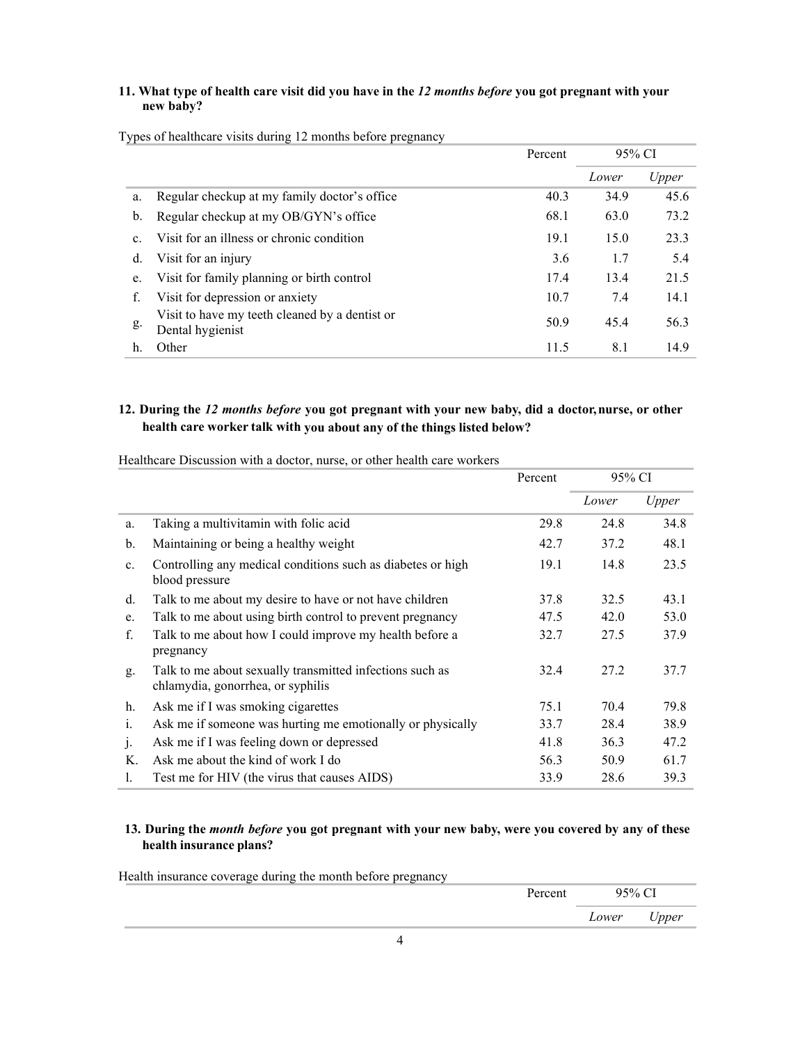**11. What type of health care visit did you have in the *12 months before* you got pregnant with your new baby?**

Types of healthcare visits during 12 months before pregnancy

| | | Percent | 95% CI | |
|---|---|---|---|---|
| | | | *Lower* | *Upper* |
| a. | Regular checkup at my family doctor's office | 40.3 | 34.9 | 45.6 |
| b. | Regular checkup at my OB/GYN's office | 68.1 | 63.0 | 73.2 |
| c. | Visit for an illness or chronic condition | 19.1 | 15.0 | 23.3 |
| d. | Visit for an injury | 3.6 | 1.7 | 5.4 |
| e. | Visit for family planning or birth control | 17.4 | 13.4 | 21.5 |
| f. | Visit for depression or anxiety | 10.7 | 7.4 | 14.1 |
| g. | Visit to have my teeth cleaned by a dentist or Dental hygienist | 50.9 | 45.4 | 56.3 |
| h. | Other | 11.5 | 8.1 | 14.9 |

**12. During the *12 months before* you got pregnant with your new baby, did a doctor, nurse, or other health care worker talk with you about any of the things listed below?**

Healthcare Discussion with a doctor, nurse, or other health care workers

| | | Percent | 95% CI | |
|---|---|---|---|---|
| | | | *Lower* | *Upper* |
| a. | Taking a multivitamin with folic acid | 29.8 | 24.8 | 34.8 |
| b. | Maintaining or being a healthy weight | 42.7 | 37.2 | 48.1 |
| c. | Controlling any medical conditions such as diabetes or high blood pressure | 19.1 | 14.8 | 23.5 |
| d. | Talk to me about my desire to have or not have children | 37.8 | 32.5 | 43.1 |
| e. | Talk to me about using birth control to prevent pregnancy | 47.5 | 42.0 | 53.0 |
| f. | Talk to me about how I could improve my health before a pregnancy | 32.7 | 27.5 | 37.9 |
| g. | Talk to me about sexually transmitted infections such as chlamydia, gonorrhea, or syphilis | 32.4 | 27.2 | 37.7 |
| h. | Ask me if I was smoking cigarettes | 75.1 | 70.4 | 79.8 |
| i. | Ask me if someone was hurting me emotionally or physically | 33.7 | 28.4 | 38.9 |
| j. | Ask me if I was feeling down or depressed | 41.8 | 36.3 | 47.2 |
| K. | Ask me about the kind of work I do | 56.3 | 50.9 | 61.7 |
| l. | Test me for HIV (the virus that causes AIDS) | 33.9 | 28.6 | 39.3 |

**13. During the *month before* you got pregnant with your new baby, were you covered by any of these health insurance plans?**

Health insurance coverage during the month before pregnancy

| | Percent | 95% CI | |
|---|---|---|---|
| | | *Lower* | *Upper* |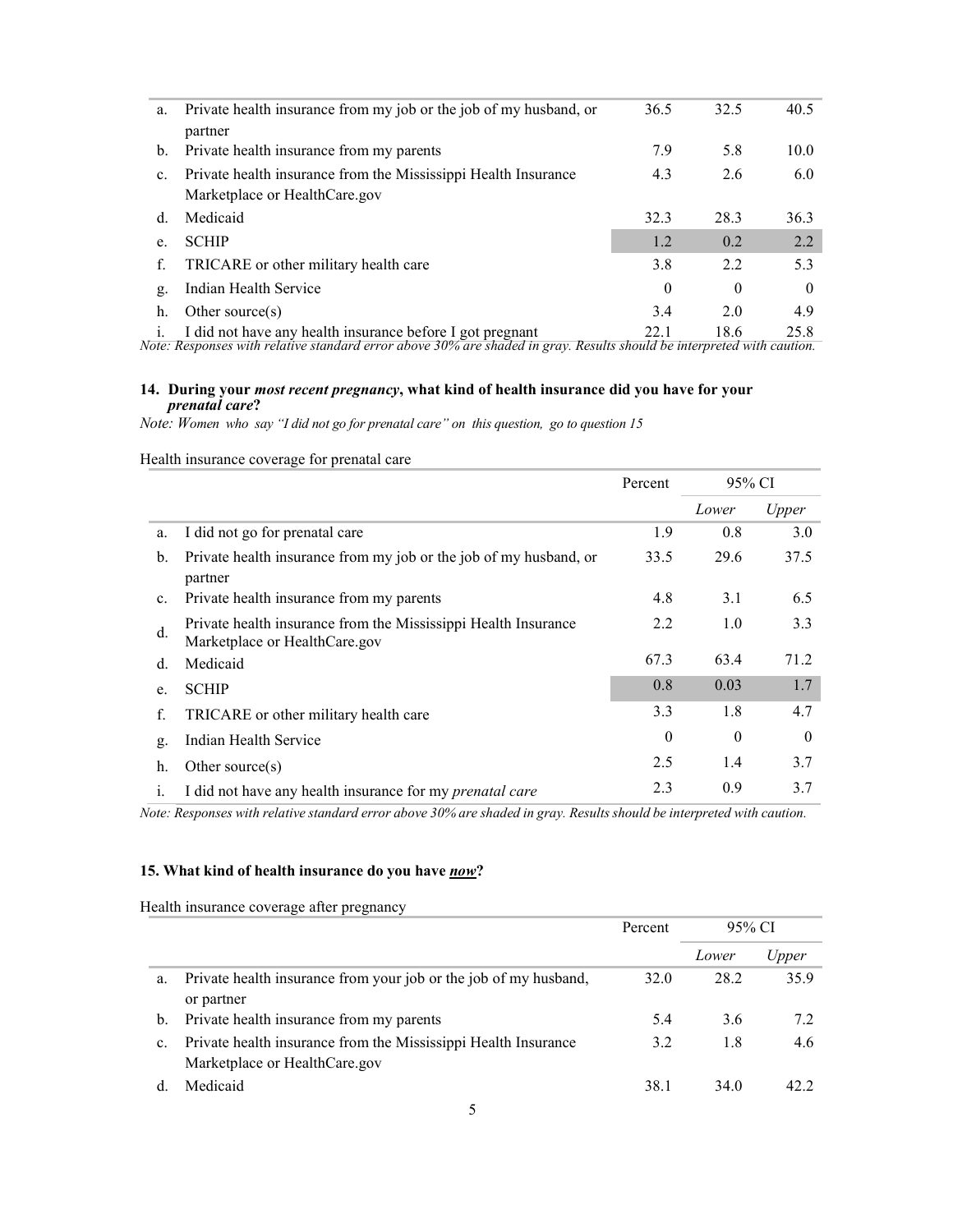| | | Percent | 95% CI Lower | 95% CI Upper |
|---|---|---|---|---|
| a. | Private health insurance from my job or the job of my husband, or partner | 36.5 | 32.5 | 40.5 |
| b. | Private health insurance from my parents | 7.9 | 5.8 | 10.0 |
| c. | Private health insurance from the Mississippi Health Insurance Marketplace or HealthCare.gov | 4.3 | 2.6 | 6.0 |
| d. | Medicaid | 32.3 | 28.3 | 36.3 |
| e. | SCHIP | 1.2 | 0.2 | 2.2 |
| f. | TRICARE or other military health care | 3.8 | 2.2 | 5.3 |
| g. | Indian Health Service | 0 | 0 | 0 |
| h. | Other source(s) | 3.4 | 2.0 | 4.9 |
| i. | I did not have any health insurance before I got pregnant | 22.1 | 18.6 | 25.8 |

*Note: Responses with relative standard error above 30% are shaded in gray. Results should be interpreted with caution.*

**14. During your *most recent pregnancy*, what kind of health insurance did you have for your *prenatal care*?**

*Note: Women who say "I did not go for prenatal care" on this question, go to question 15*

Health insurance coverage for prenatal care

| | | Percent | 95% CI | |
|---|---|---|---|---|
| | | | *Lower* | *Upper* |
| a. | I did not go for prenatal care | 1.9 | 0.8 | 3.0 |
| b. | Private health insurance from my job or the job of my husband, or partner | 33.5 | 29.6 | 37.5 |
| c. | Private health insurance from my parents | 4.8 | 3.1 | 6.5 |
| d. | Private health insurance from the Mississippi Health Insurance Marketplace or HealthCare.gov | 2.2 | 1.0 | 3.3 |
| d. | Medicaid | 67.3 | 63.4 | 71.2 |
| e. | SCHIP | 0.8 | 0.03 | 1.7 |
| f. | TRICARE or other military health care | 3.3 | 1.8 | 4.7 |
| g. | Indian Health Service | 0 | 0 | 0 |
| h. | Other source(s) | 2.5 | 1.4 | 3.7 |
| i. | I did not have any health insurance for my *prenatal care* | 2.3 | 0.9 | 3.7 |

*Note: Responses with relative standard error above 30% are shaded in gray. Results should be interpreted with caution.*

**15. What kind of health insurance do you have *now*?**

Health insurance coverage after pregnancy

| | | Percent | 95% CI | |
|---|---|---|---|---|
| | | | *Lower* | *Upper* |
| a. | Private health insurance from your job or the job of my husband, or partner | 32.0 | 28.2 | 35.9 |
| b. | Private health insurance from my parents | 5.4 | 3.6 | 7.2 |
| c. | Private health insurance from the Mississippi Health Insurance Marketplace or HealthCare.gov | 3.2 | 1.8 | 4.6 |
| d. | Medicaid | 38.1 | 34.0 | 42.2 |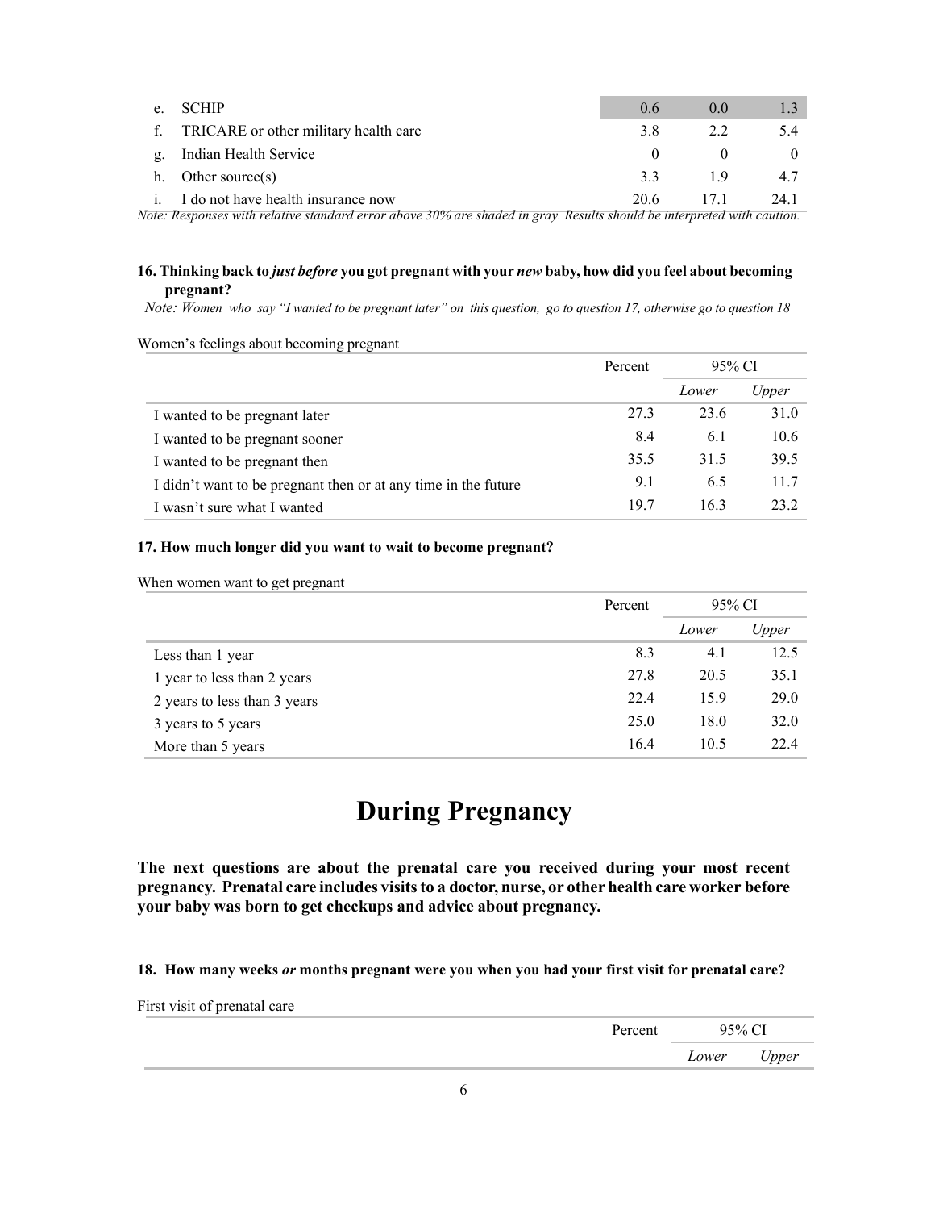| | | | |
|---|---|---|---|
| e. SCHIP | 0.6 | 0.0 | 1.3 |
| f. TRICARE or other military health care | 3.8 | 2.2 | 5.4 |
| g. Indian Health Service | 0 | 0 | 0 |
| h. Other source(s) | 3.3 | 1.9 | 4.7 |
| i. I do not have health insurance now | 20.6 | 17.1 | 24.1 |

*Note: Responses with relative standard error above 30% are shaded in gray. Results should be interpreted with caution.*

**16. Thinking back to *just before* you got pregnant with your *new* baby, how did you feel about becoming pregnant?**

*Note: Women who say "I wanted to be pregnant later" on this question, go to question 17, otherwise go to question 18*

Women's feelings about becoming pregnant

| | Percent | 95% CI | |
|---|---|---|---|
| | | *Lower* | *Upper* |
| I wanted to be pregnant later | 27.3 | 23.6 | 31.0 |
| I wanted to be pregnant sooner | 8.4 | 6.1 | 10.6 |
| I wanted to be pregnant then | 35.5 | 31.5 | 39.5 |
| I didn't want to be pregnant then or at any time in the future | 9.1 | 6.5 | 11.7 |
| I wasn't sure what I wanted | 19.7 | 16.3 | 23.2 |

**17. How much longer did you want to wait to become pregnant?**

When women want to get pregnant

| | Percent | 95% CI | |
|---|---|---|---|
| | | *Lower* | *Upper* |
| Less than 1 year | 8.3 | 4.1 | 12.5 |
| 1 year to less than 2 years | 27.8 | 20.5 | 35.1 |
| 2 years to less than 3 years | 22.4 | 15.9 | 29.0 |
| 3 years to 5 years | 25.0 | 18.0 | 32.0 |
| More than 5 years | 16.4 | 10.5 | 22.4 |

# During Pregnancy

**The next questions are about the prenatal care you received during your most recent pregnancy. Prenatal care includes visits to a doctor, nurse, or other health care worker before your baby was born to get checkups and advice about pregnancy.**

**18. How many weeks *or* months pregnant were you when you had your first visit for prenatal care?**

First visit of prenatal care

| | Percent | 95% CI | |
|---|---|---|---|
| | | *Lower* | *Upper* |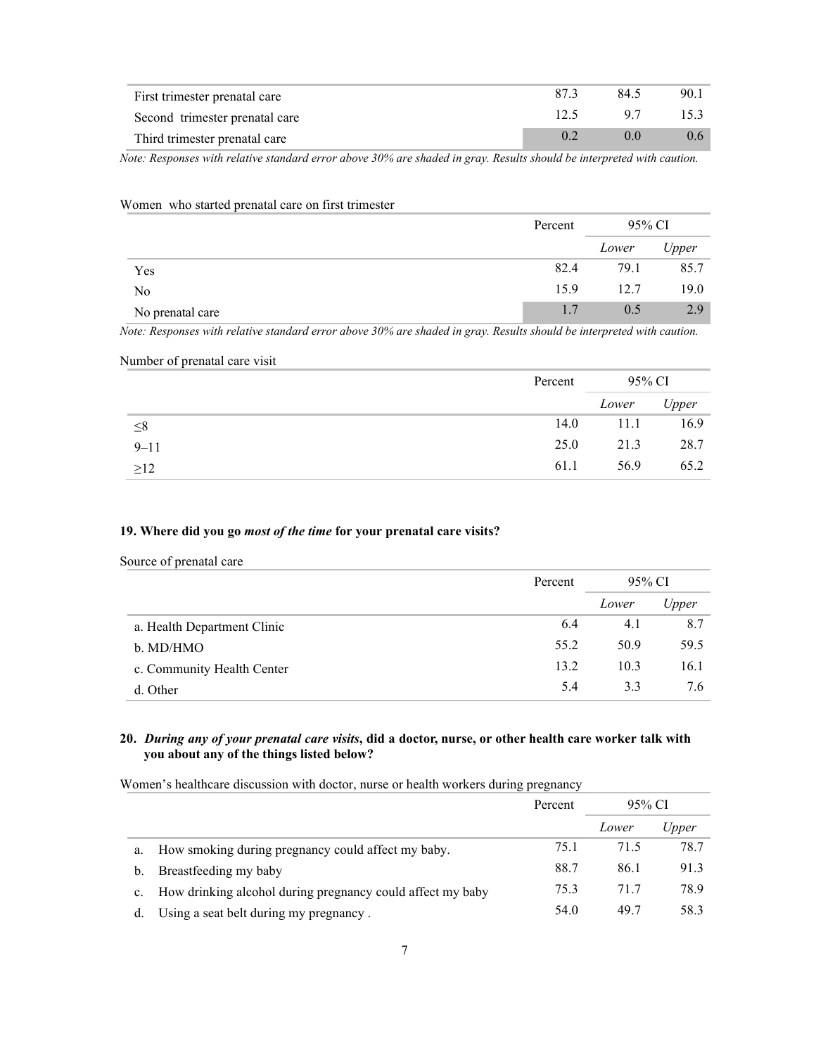| | Percent | 95% CI Lower | 95% CI Upper |
|---|---|---|---|
| First trimester prenatal care | 87.3 | 84.5 | 90.1 |
| Second trimester prenatal care | 12.5 | 9.7 | 15.3 |
| Third trimester prenatal care | 0.2 | 0.0 | 0.6 |

*Note: Responses with relative standard error above 30% are shaded in gray. Results should be interpreted with caution.*

Women who started prenatal care on first trimester

| | Percent | 95% CI | |
|---|---|---|---|
| | | *Lower* | *Upper* |
| Yes | 82.4 | 79.1 | 85.7 |
| No | 15.9 | 12.7 | 19.0 |
| No prenatal care | 1.7 | 0.5 | 2.9 |

*Note: Responses with relative standard error above 30% are shaded in gray. Results should be interpreted with caution.*

Number of prenatal care visit

| | Percent | 95% CI | |
|---|---|---|---|
| | | *Lower* | *Upper* |
| ≤8 | 14.0 | 11.1 | 16.9 |
| 9–11 | 25.0 | 21.3 | 28.7 |
| ≥12 | 61.1 | 56.9 | 65.2 |

**19. Where did you go *most of the time* for your prenatal care visits?**

Source of prenatal care

| | Percent | 95% CI | |
|---|---|---|---|
| | | *Lower* | *Upper* |
| a. Health Department Clinic | 6.4 | 4.1 | 8.7 |
| b. MD/HMO | 55.2 | 50.9 | 59.5 |
| c. Community Health Center | 13.2 | 10.3 | 16.1 |
| d. Other | 5.4 | 3.3 | 7.6 |

**20. *During any of your prenatal care visits*, did a doctor, nurse, or other health care worker talk with you about any of the things listed below?**

Women's healthcare discussion with doctor, nurse or health workers during pregnancy

| | Percent | 95% CI | |
|---|---|---|---|
| | | *Lower* | *Upper* |
| a. How smoking during pregnancy could affect my baby. | 75.1 | 71.5 | 78.7 |
| b. Breastfeeding my baby | 88.7 | 86.1 | 91.3 |
| c. How drinking alcohol during pregnancy could affect my baby | 75.3 | 71.7 | 78.9 |
| d. Using a seat belt during my pregnancy . | 54.0 | 49.7 | 58.3 |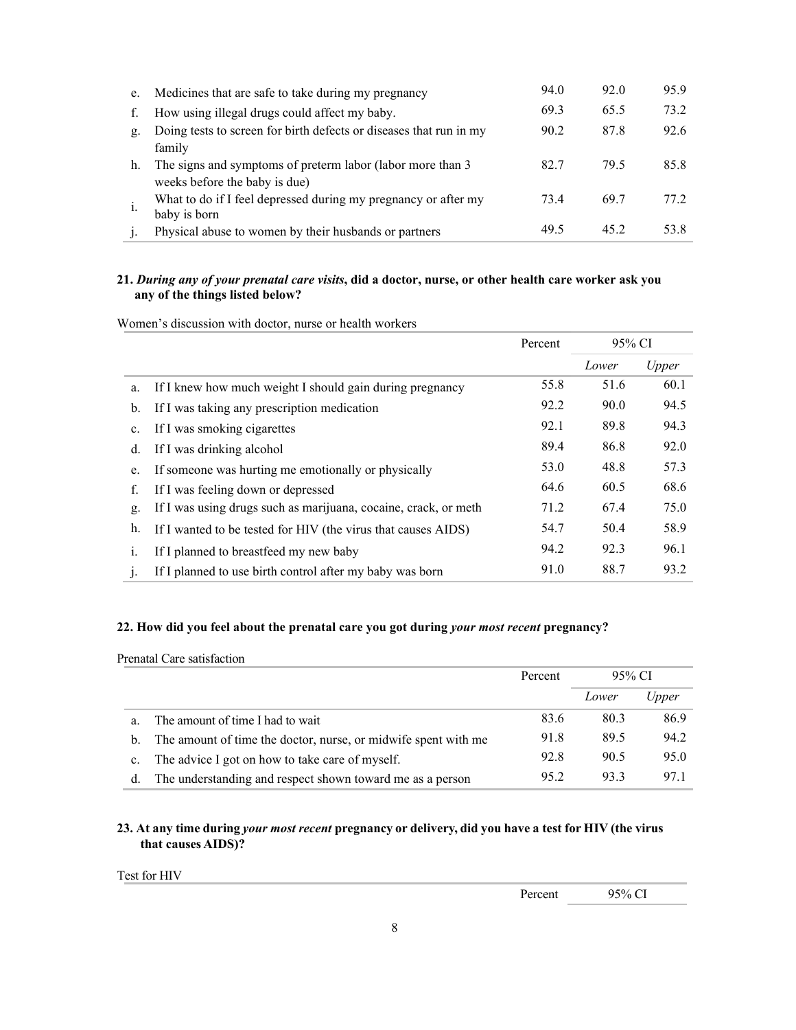| | | Percent | Lower | Upper |
|---|---|---|---|---|
| e. | Medicines that are safe to take during my pregnancy | 94.0 | 92.0 | 95.9 |
| f. | How using illegal drugs could affect my baby. | 69.3 | 65.5 | 73.2 |
| g. | Doing tests to screen for birth defects or diseases that run in my family | 90.2 | 87.8 | 92.6 |
| h. | The signs and symptoms of preterm labor (labor more than 3 weeks before the baby is due) | 82.7 | 79.5 | 85.8 |
| i. | What to do if I feel depressed during my pregnancy or after my baby is born | 73.4 | 69.7 | 77.2 |
| j. | Physical abuse to women by their husbands or partners | 49.5 | 45.2 | 53.8 |

**21. *During any of your prenatal care visits*, did a doctor, nurse, or other health care worker ask you any of the things listed below?**

Women's discussion with doctor, nurse or health workers

| | | Percent | 95% CI | |
|---|---|---|---|---|
| | | | *Lower* | *Upper* |
| a. | If I knew how much weight I should gain during pregnancy | 55.8 | 51.6 | 60.1 |
| b. | If I was taking any prescription medication | 92.2 | 90.0 | 94.5 |
| c. | If I was smoking cigarettes | 92.1 | 89.8 | 94.3 |
| d. | If I was drinking alcohol | 89.4 | 86.8 | 92.0 |
| e. | If someone was hurting me emotionally or physically | 53.0 | 48.8 | 57.3 |
| f. | If I was feeling down or depressed | 64.6 | 60.5 | 68.6 |
| g. | If I was using drugs such as marijuana, cocaine, crack, or meth | 71.2 | 67.4 | 75.0 |
| h. | If I wanted to be tested for HIV (the virus that causes AIDS) | 54.7 | 50.4 | 58.9 |
| i. | If I planned to breastfeed my new baby | 94.2 | 92.3 | 96.1 |
| j. | If I planned to use birth control after my baby was born | 91.0 | 88.7 | 93.2 |

**22. How did you feel about the prenatal care you got during *your most recent* pregnancy?**

Prenatal Care satisfaction

| | | Percent | 95% CI | |
|---|---|---|---|---|
| | | | *Lower* | *Upper* |
| a. | The amount of time I had to wait | 83.6 | 80.3 | 86.9 |
| b. | The amount of time the doctor, nurse, or midwife spent with me | 91.8 | 89.5 | 94.2 |
| c. | The advice I got on how to take care of myself. | 92.8 | 90.5 | 95.0 |
| d. | The understanding and respect shown toward me as a person | 95.2 | 93.3 | 97.1 |

**23. At any time during *your most recent* pregnancy or delivery, did you have a test for HIV (the virus that causes AIDS)?**

Test for HIV

| | Percent | 95% CI |
|---|---|---|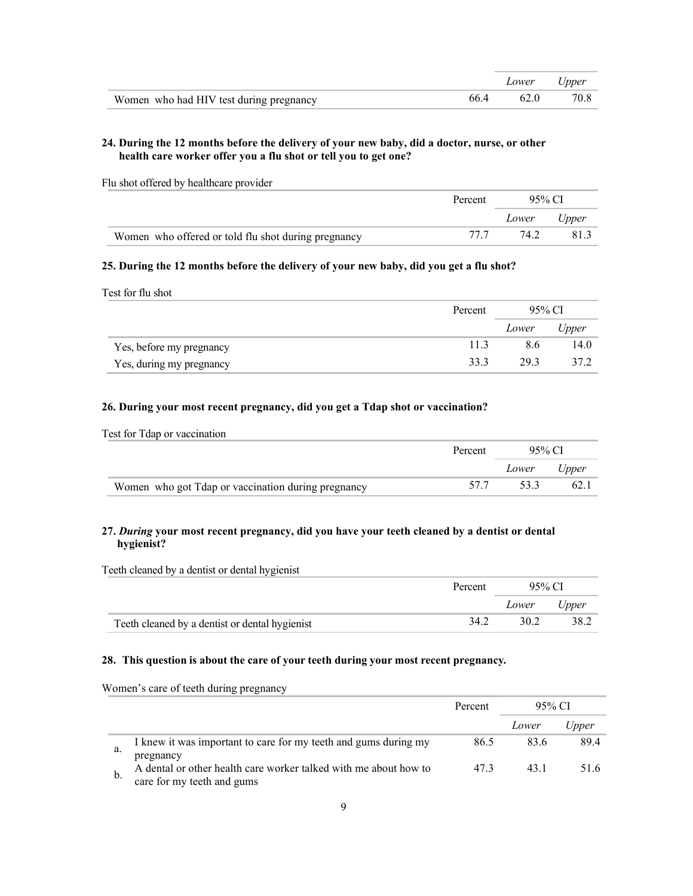| | | Lower | Upper |
|---|---|---|---|
| Women who had HIV test during pregnancy | 66.4 | 62.0 | 70.8 |

**24. During the 12 months before the delivery of your new baby, did a doctor, nurse, or other health care worker offer you a flu shot or tell you to get one?**

Flu shot offered by healthcare provider

| | Percent | 95% CI | |
|---|---|---|---|
| | | *Lower* | *Upper* |
| Women who offered or told flu shot during pregnancy | 77.7 | 74.2 | 81.3 |

**25. During the 12 months before the delivery of your new baby, did you get a flu shot?**

Test for flu shot

| | Percent | 95% CI | |
|---|---|---|---|
| | | *Lower* | *Upper* |
| Yes, before my pregnancy | 11.3 | 8.6 | 14.0 |
| Yes, during my pregnancy | 33.3 | 29.3 | 37.2 |

**26. During your most recent pregnancy, did you get a Tdap shot or vaccination?**

Test for Tdap or vaccination

| | Percent | 95% CI | |
|---|---|---|---|
| | | *Lower* | *Upper* |
| Women who got Tdap or vaccination during pregnancy | 57.7 | 53.3 | 62.1 |

**27. *During* your most recent pregnancy, did you have your teeth cleaned by a dentist or dental hygienist?**

Teeth cleaned by a dentist or dental hygienist

| | Percent | 95% CI | |
|---|---|---|---|
| | | *Lower* | *Upper* |
| Teeth cleaned by a dentist or dental hygienist | 34.2 | 30.2 | 38.2 |

**28. This question is about the care of your teeth during your most recent pregnancy.**

Women's care of teeth during pregnancy

| | | Percent | 95% CI | |
|---|---|---|---|---|
| | | | *Lower* | *Upper* |
| a. | I knew it was important to care for my teeth and gums during my pregnancy | 86.5 | 83.6 | 89.4 |
| b. | A dental or other health care worker talked with me about how to care for my teeth and gums | 47.3 | 43.1 | 51.6 |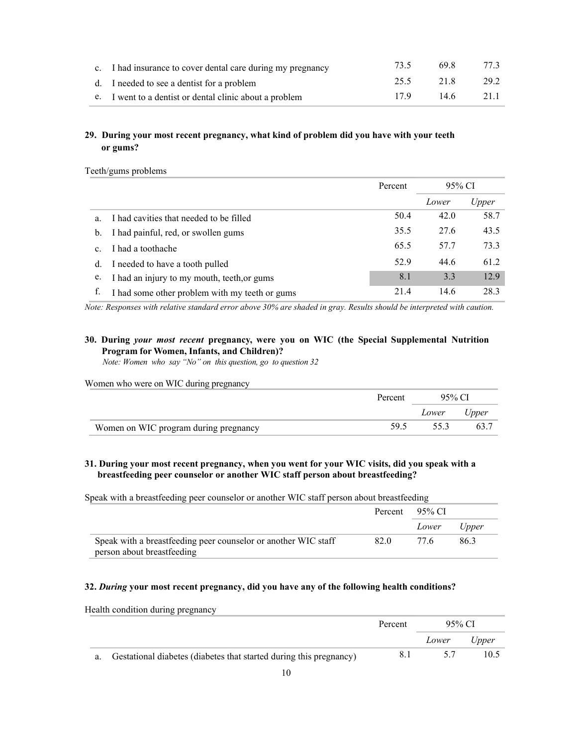| | | Percent | 95% CI Lower | Upper |
|---|---|---|---|---|
| c. | I had insurance to cover dental care during my pregnancy | 73.5 | 69.8 | 77.3 |
| d. | I needed to see a dentist for a problem | 25.5 | 21.8 | 29.2 |
| e. | I went to a dentist or dental clinic about a problem | 17.9 | 14.6 | 21.1 |

**29. During your most recent pregnancy, what kind of problem did you have with your teeth or gums?**

Teeth/gums problems

| | | Percent | 95% CI | |
|---|---|---|---|---|
| | | | *Lower* | *Upper* |
| a. | I had cavities that needed to be filled | 50.4 | 42.0 | 58.7 |
| b. | I had painful, red, or swollen gums | 35.5 | 27.6 | 43.5 |
| c. | I had a toothache | 65.5 | 57.7 | 73.3 |
| d. | I needed to have a tooth pulled | 52.9 | 44.6 | 61.2 |
| e. | I had an injury to my mouth, teeth,or gums | 8.1 | 3.3 | 12.9 |
| f. | I had some other problem with my teeth or gums | 21.4 | 14.6 | 28.3 |

*Note: Responses with relative standard error above 30% are shaded in gray. Results should be interpreted with caution.*

**30. During *your most recent* pregnancy, were you on WIC (the Special Supplemental Nutrition Program for Women, Infants, and Children)?**

*Note: Women who say "No" on this question, go to question 32*

Women who were on WIC during pregnancy

| | Percent | 95% CI | |
|---|---|---|---|
| | | *Lower* | *Upper* |
| Women on WIC program during pregnancy | 59.5 | 55.3 | 63.7 |

**31. During your most recent pregnancy, when you went for your WIC visits, did you speak with a breastfeeding peer counselor or another WIC staff person about breastfeeding?**

Speak with a breastfeeding peer counselor or another WIC staff person about breastfeeding

| | Percent | 95% CI | |
|---|---|---|---|
| | | *Lower* | *Upper* |
| Speak with a breastfeeding peer counselor or another WIC staff person about breastfeeding | 82.0 | 77.6 | 86.3 |

**32. *During* your most recent pregnancy, did you have any of the following health conditions?**

Health condition during pregnancy

| | | Percent | 95% CI | |
|---|---|---|---|---|
| | | | *Lower* | *Upper* |
| a. | Gestational diabetes (diabetes that started during this pregnancy) | 8.1 | 5.7 | 10.5 |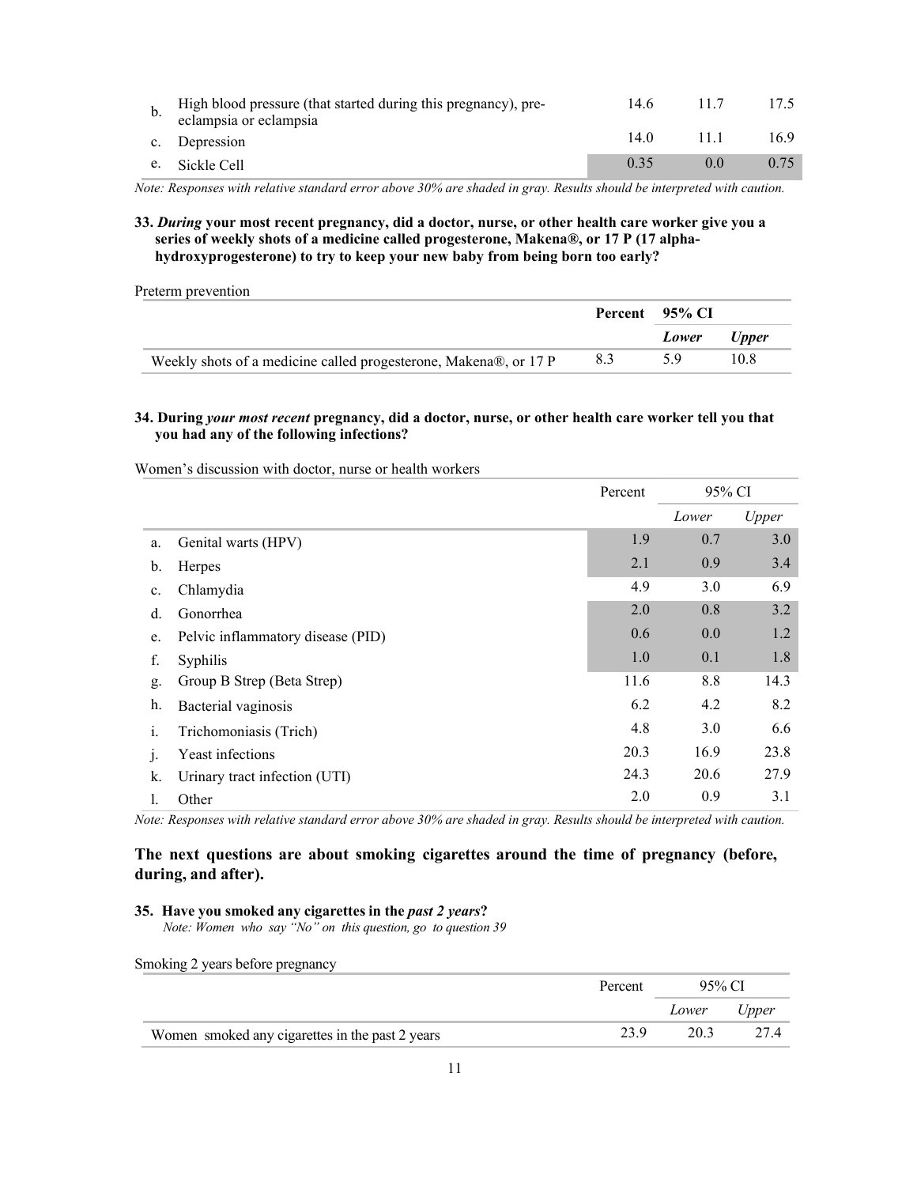| | | Percent | Lower | Upper |
|---|---|---|---|---|
| b. | High blood pressure (that started during this pregnancy), pre-eclampsia or eclampsia | 14.6 | 11.7 | 17.5 |
| c. | Depression | 14.0 | 11.1 | 16.9 |
| e. | Sickle Cell | 0.35 | 0.0 | 0.75 |

*Note: Responses with relative standard error above 30% are shaded in gray. Results should be interpreted with caution.*

**33. *During* your most recent pregnancy, did a doctor, nurse, or other health care worker give you a series of weekly shots of a medicine called progesterone, Makena®, or 17 P (17 alpha-hydroxyprogesterone) to try to keep your new baby from being born too early?**

Preterm prevention

| | Percent | 95% CI | |
|---|---|---|---|
| | | *Lower* | *Upper* |
| Weekly shots of a medicine called progesterone, Makena®, or 17 P | 8.3 | 5.9 | 10.8 |

**34. During *your most recent* pregnancy, did a doctor, nurse, or other health care worker tell you that you had any of the following infections?**

Women's discussion with doctor, nurse or health workers

| | | Percent | 95% CI | |
|---|---|---|---|---|
| | | | *Lower* | *Upper* |
| a. | Genital warts (HPV) | 1.9 | 0.7 | 3.0 |
| b. | Herpes | 2.1 | 0.9 | 3.4 |
| c. | Chlamydia | 4.9 | 3.0 | 6.9 |
| d. | Gonorrhea | 2.0 | 0.8 | 3.2 |
| e. | Pelvic inflammatory disease (PID) | 0.6 | 0.0 | 1.2 |
| f. | Syphilis | 1.0 | 0.1 | 1.8 |
| g. | Group B Strep (Beta Strep) | 11.6 | 8.8 | 14.3 |
| h. | Bacterial vaginosis | 6.2 | 4.2 | 8.2 |
| i. | Trichomoniasis (Trich) | 4.8 | 3.0 | 6.6 |
| j. | Yeast infections | 20.3 | 16.9 | 23.8 |
| k. | Urinary tract infection (UTI) | 24.3 | 20.6 | 27.9 |
| l. | Other | 2.0 | 0.9 | 3.1 |

*Note: Responses with relative standard error above 30% are shaded in gray. Results should be interpreted with caution.*

### The next questions are about smoking cigarettes around the time of pregnancy (before, during, and after).

**35. Have you smoked any cigarettes in the *past 2 years*?**
*Note: Women who say "No" on this question, go to question 39*

Smoking 2 years before pregnancy

| | Percent | 95% CI | |
|---|---|---|---|
| | | *Lower* | *Upper* |
| Women smoked any cigarettes in the past 2 years | 23.9 | 20.3 | 27.4 |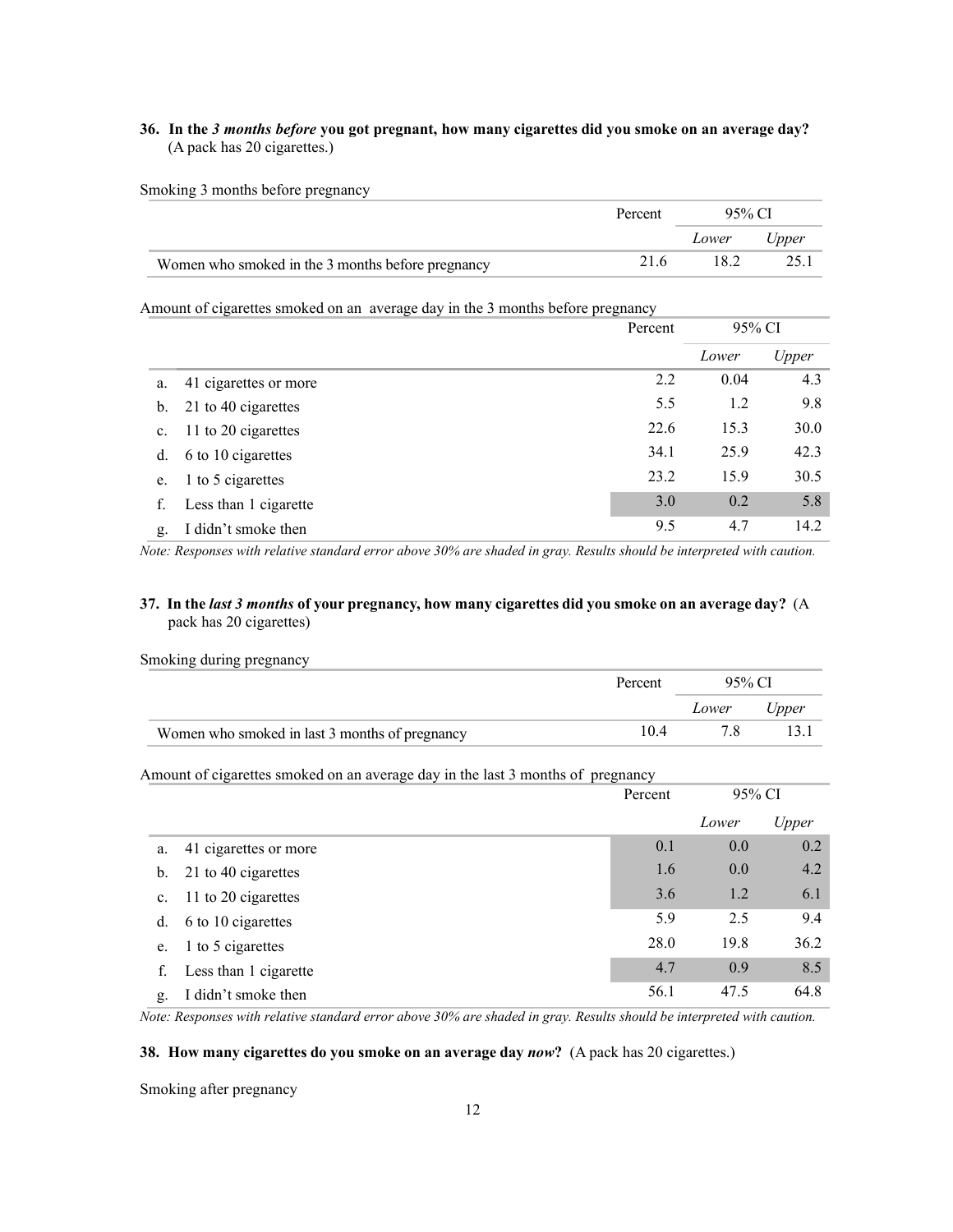**36. In the *3 months before* you got pregnant, how many cigarettes did you smoke on an average day?** (A pack has 20 cigarettes.)

Smoking 3 months before pregnancy

| | Percent | 95% CI | |
|---|---|---|---|
| | | *Lower* | *Upper* |
| Women who smoked in the 3 months before pregnancy | 21.6 | 18.2 | 25.1 |

Amount of cigarettes smoked on an average day in the 3 months before pregnancy

| | Percent | 95% CI | |
|---|---|---|---|
| | | *Lower* | *Upper* |
| a. 41 cigarettes or more | 2.2 | 0.04 | 4.3 |
| b. 21 to 40 cigarettes | 5.5 | 1.2 | 9.8 |
| c. 11 to 20 cigarettes | 22.6 | 15.3 | 30.0 |
| d. 6 to 10 cigarettes | 34.1 | 25.9 | 42.3 |
| e. 1 to 5 cigarettes | 23.2 | 15.9 | 30.5 |
| f. Less than 1 cigarette | 3.0 | 0.2 | 5.8 |
| g. I didn't smoke then | 9.5 | 4.7 | 14.2 |

*Note: Responses with relative standard error above 30% are shaded in gray. Results should be interpreted with caution.*

**37. In the *last 3 months* of your pregnancy, how many cigarettes did you smoke on an average day?** (A pack has 20 cigarettes)

Smoking during pregnancy

| | Percent | 95% CI | |
|---|---|---|---|
| | | *Lower* | *Upper* |
| Women who smoked in last 3 months of pregnancy | 10.4 | 7.8 | 13.1 |

Amount of cigarettes smoked on an average day in the last 3 months of pregnancy

| | Percent | 95% CI | |
|---|---|---|---|
| | | *Lower* | *Upper* |
| a. 41 cigarettes or more | 0.1 | 0.0 | 0.2 |
| b. 21 to 40 cigarettes | 1.6 | 0.0 | 4.2 |
| c. 11 to 20 cigarettes | 3.6 | 1.2 | 6.1 |
| d. 6 to 10 cigarettes | 5.9 | 2.5 | 9.4 |
| e. 1 to 5 cigarettes | 28.0 | 19.8 | 36.2 |
| f. Less than 1 cigarette | 4.7 | 0.9 | 8.5 |
| g. I didn't smoke then | 56.1 | 47.5 | 64.8 |

*Note: Responses with relative standard error above 30% are shaded in gray. Results should be interpreted with caution.*

**38. How many cigarettes do you smoke on an average day *now*?** (A pack has 20 cigarettes.)

Smoking after pregnancy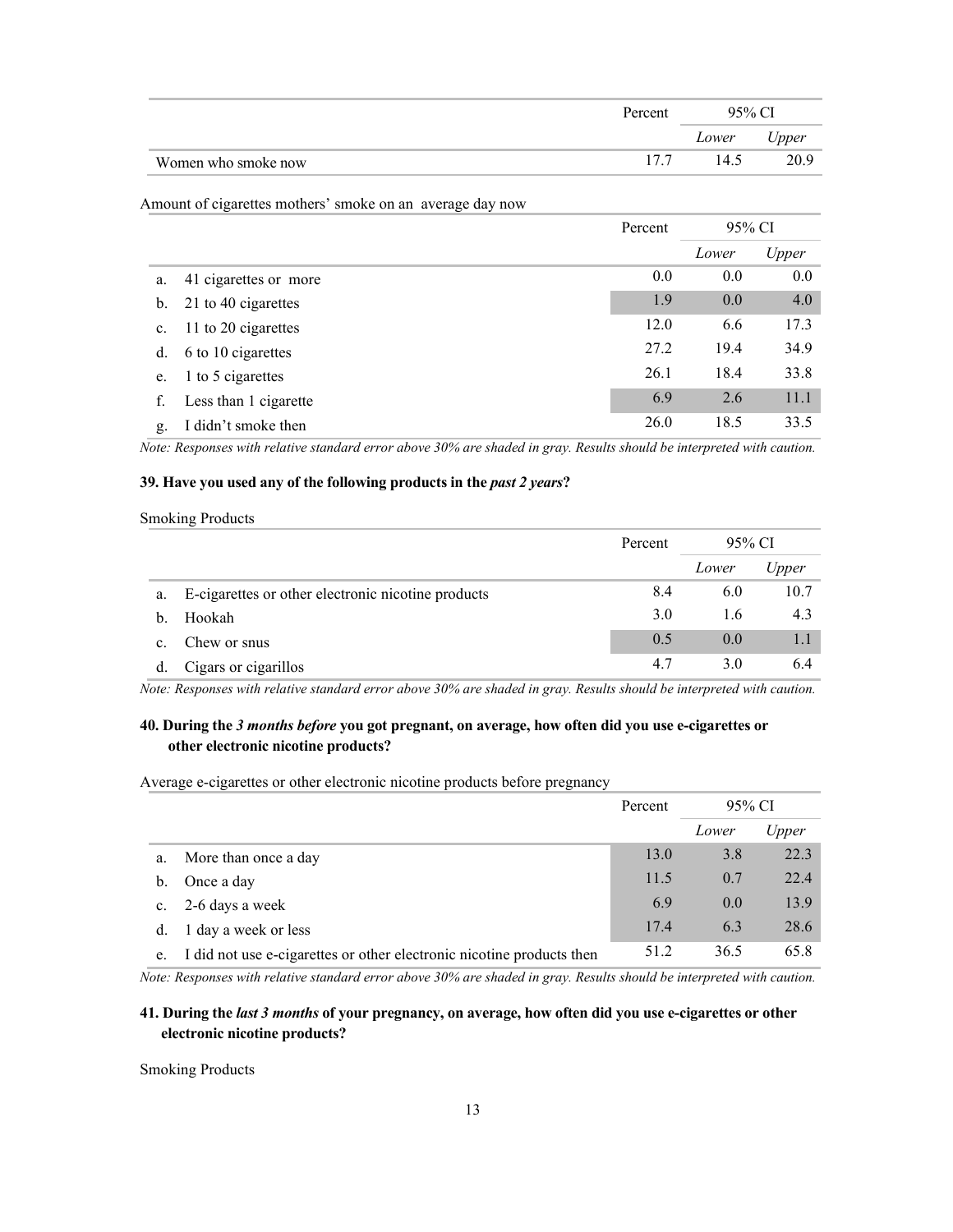| | Percent | 95% CI | |
|---|---|---|---|
| | | *Lower* | *Upper* |
| Women who smoke now | 17.7 | 14.5 | 20.9 |

Amount of cigarettes mothers' smoke on an average day now

| | Percent | 95% CI | |
|---|---|---|---|
| | | *Lower* | *Upper* |
| a. 41 cigarettes or more | 0.0 | 0.0 | 0.0 |
| b. 21 to 40 cigarettes | 1.9 | 0.0 | 4.0 |
| c. 11 to 20 cigarettes | 12.0 | 6.6 | 17.3 |
| d. 6 to 10 cigarettes | 27.2 | 19.4 | 34.9 |
| e. 1 to 5 cigarettes | 26.1 | 18.4 | 33.8 |
| f. Less than 1 cigarette | 6.9 | 2.6 | 11.1 |
| g. I didn't smoke then | 26.0 | 18.5 | 33.5 |

*Note: Responses with relative standard error above 30% are shaded in gray. Results should be interpreted with caution.*

**39. Have you used any of the following products in the *past 2 years*?**

Smoking Products

| | Percent | 95% CI | |
|---|---|---|---|
| | | *Lower* | *Upper* |
| a. E-cigarettes or other electronic nicotine products | 8.4 | 6.0 | 10.7 |
| b. Hookah | 3.0 | 1.6 | 4.3 |
| c. Chew or snus | 0.5 | 0.0 | 1.1 |
| d. Cigars or cigarillos | 4.7 | 3.0 | 6.4 |

*Note: Responses with relative standard error above 30% are shaded in gray. Results should be interpreted with caution.*

**40. During the *3 months before* you got pregnant, on average, how often did you use e-cigarettes or other electronic nicotine products?**

Average e-cigarettes or other electronic nicotine products before pregnancy

| | Percent | 95% CI | |
|---|---|---|---|
| | | *Lower* | *Upper* |
| a. More than once a day | 13.0 | 3.8 | 22.3 |
| b. Once a day | 11.5 | 0.7 | 22.4 |
| c. 2-6 days a week | 6.9 | 0.0 | 13.9 |
| d. 1 day a week or less | 17.4 | 6.3 | 28.6 |
| e. I did not use e-cigarettes or other electronic nicotine products then | 51.2 | 36.5 | 65.8 |

*Note: Responses with relative standard error above 30% are shaded in gray. Results should be interpreted with caution.*

**41. During the *last 3 months* of your pregnancy, on average, how often did you use e-cigarettes or other electronic nicotine products?**

Smoking Products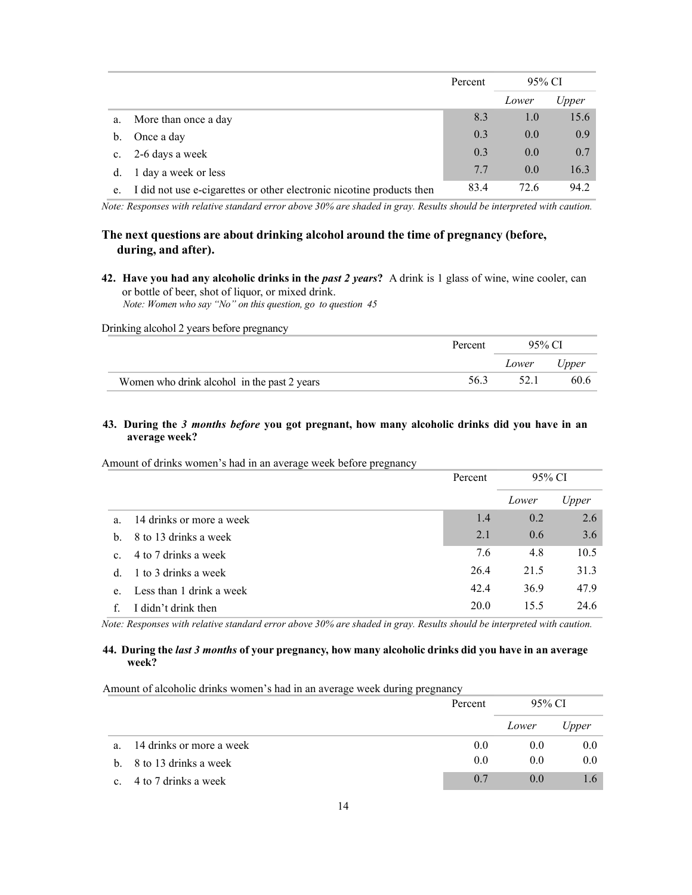| | | Percent | 95% CI | |
|---|---|---|---|---|
| | | | *Lower* | *Upper* |
| a. | More than once a day | 8.3 | 1.0 | 15.6 |
| b. | Once a day | 0.3 | 0.0 | 0.9 |
| c. | 2-6 days a week | 0.3 | 0.0 | 0.7 |
| d. | 1 day a week or less | 7.7 | 0.0 | 16.3 |
| e. | I did not use e-cigarettes or other electronic nicotine products then | 83.4 | 72.6 | 94.2 |

*Note: Responses with relative standard error above 30% are shaded in gray. Results should be interpreted with caution.*

## The next questions are about drinking alcohol around the time of pregnancy (before, during, and after).

**42. Have you had any alcoholic drinks in the *past 2 years*?** A drink is 1 glass of wine, wine cooler, can or bottle of beer, shot of liquor, or mixed drink.
*Note: Women who say "No" on this question, go to question 45*

Drinking alcohol 2 years before pregnancy

| | Percent | 95% CI | |
|---|---|---|---|
| | | *Lower* | *Upper* |
| Women who drink alcohol in the past 2 years | 56.3 | 52.1 | 60.6 |

**43. During the *3 months before* you got pregnant, how many alcoholic drinks did you have in an average week?**

Amount of drinks women's had in an average week before pregnancy

| | | Percent | 95% CI | |
|---|---|---|---|---|
| | | | *Lower* | *Upper* |
| a. | 14 drinks or more a week | 1.4 | 0.2 | 2.6 |
| b. | 8 to 13 drinks a week | 2.1 | 0.6 | 3.6 |
| c. | 4 to 7 drinks a week | 7.6 | 4.8 | 10.5 |
| d. | 1 to 3 drinks a week | 26.4 | 21.5 | 31.3 |
| e. | Less than 1 drink a week | 42.4 | 36.9 | 47.9 |
| f. | I didn't drink then | 20.0 | 15.5 | 24.6 |

*Note: Responses with relative standard error above 30% are shaded in gray. Results should be interpreted with caution.*

**44. During the *last 3 months* of your pregnancy, how many alcoholic drinks did you have in an average week?**

Amount of alcoholic drinks women's had in an average week during pregnancy

| | | Percent | 95% CI | |
|---|---|---|---|---|
| | | | *Lower* | *Upper* |
| a. | 14 drinks or more a week | 0.0 | 0.0 | 0.0 |
| b. | 8 to 13 drinks a week | 0.0 | 0.0 | 0.0 |
| c. | 4 to 7 drinks a week | 0.7 | 0.0 | 1.6 |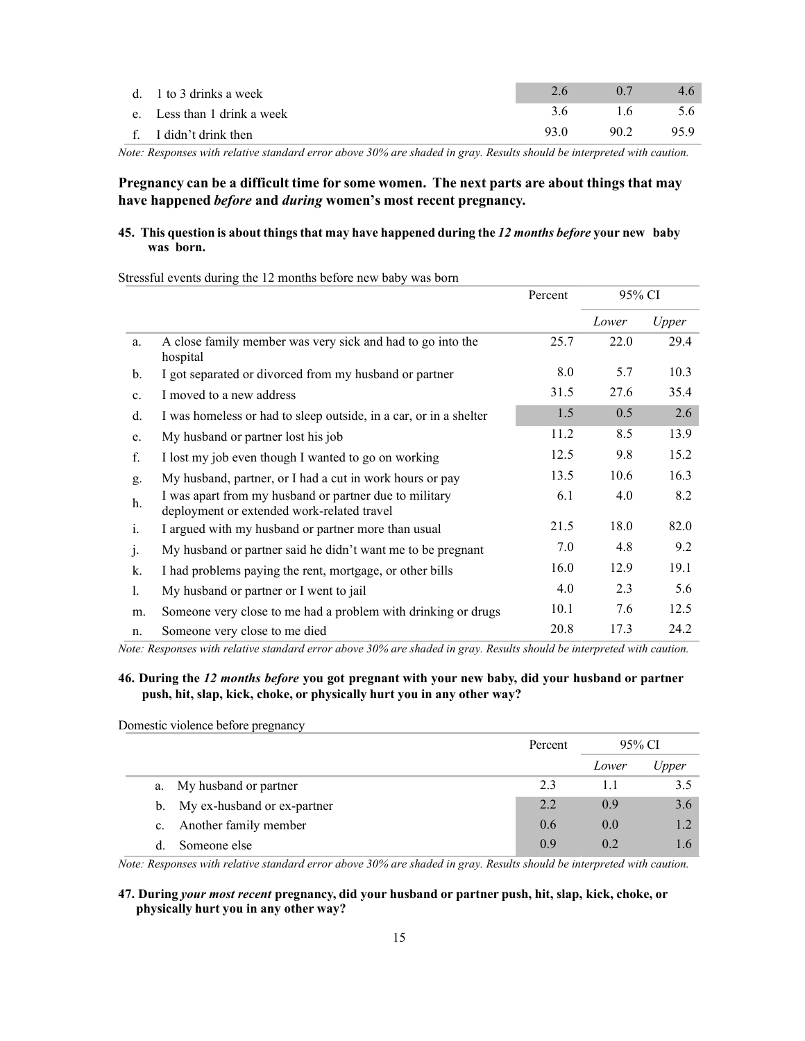| | Percent | Lower | Upper |
|---|---|---|---|
| d. 1 to 3 drinks a week | 2.6 | 0.7 | 4.6 |
| e. Less than 1 drink a week | 3.6 | 1.6 | 5.6 |
| f. I didn't drink then | 93.0 | 90.2 | 95.9 |

*Note: Responses with relative standard error above 30% are shaded in gray. Results should be interpreted with caution.*

**Pregnancy can be a difficult time for some women. The next parts are about things that may have happened *before* and *during* women's most recent pregnancy.**

**45. This question is about things that may have happened during the *12 months before* your new baby was born.**

Stressful events during the 12 months before new baby was born

| | | Percent | 95% CI | |
|---|---|---|---|---|
| | | | *Lower* | *Upper* |
| a. | A close family member was very sick and had to go into the hospital | 25.7 | 22.0 | 29.4 |
| b. | I got separated or divorced from my husband or partner | 8.0 | 5.7 | 10.3 |
| c. | I moved to a new address | 31.5 | 27.6 | 35.4 |
| d. | I was homeless or had to sleep outside, in a car, or in a shelter | 1.5 | 0.5 | 2.6 |
| e. | My husband or partner lost his job | 11.2 | 8.5 | 13.9 |
| f. | I lost my job even though I wanted to go on working | 12.5 | 9.8 | 15.2 |
| g. | My husband, partner, or I had a cut in work hours or pay | 13.5 | 10.6 | 16.3 |
| h. | I was apart from my husband or partner due to military deployment or extended work-related travel | 6.1 | 4.0 | 8.2 |
| i. | I argued with my husband or partner more than usual | 21.5 | 18.0 | 82.0 |
| j. | My husband or partner said he didn't want me to be pregnant | 7.0 | 4.8 | 9.2 |
| k. | I had problems paying the rent, mortgage, or other bills | 16.0 | 12.9 | 19.1 |
| l. | My husband or partner or I went to jail | 4.0 | 2.3 | 5.6 |
| m. | Someone very close to me had a problem with drinking or drugs | 10.1 | 7.6 | 12.5 |
| n. | Someone very close to me died | 20.8 | 17.3 | 24.2 |

*Note: Responses with relative standard error above 30% are shaded in gray. Results should be interpreted with caution.*

**46. During the *12 months before* you got pregnant with your new baby, did your husband or partner push, hit, slap, kick, choke, or physically hurt you in any other way?**

Domestic violence before pregnancy

| | Percent | 95% CI | |
|---|---|---|---|
| | | *Lower* | *Upper* |
| a. My husband or partner | 2.3 | 1.1 | 3.5 |
| b. My ex-husband or ex-partner | 2.2 | 0.9 | 3.6 |
| c. Another family member | 0.6 | 0.0 | 1.2 |
| d. Someone else | 0.9 | 0.2 | 1.6 |

*Note: Responses with relative standard error above 30% are shaded in gray. Results should be interpreted with caution.*

**47. During *your most recent* pregnancy, did your husband or partner push, hit, slap, kick, choke, or physically hurt you in any other way?**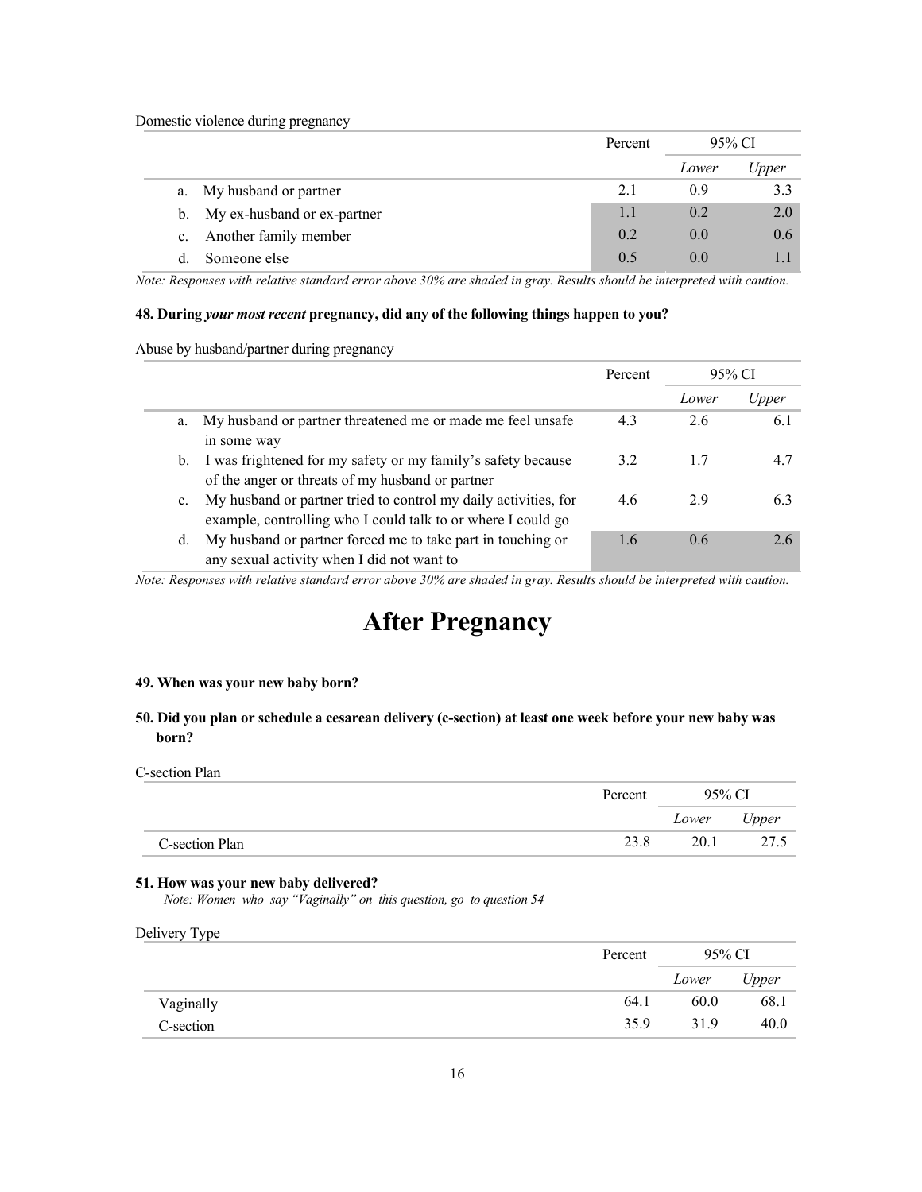Domestic violence during pregnancy

| | Percent | 95% CI | |
|---|---|---|---|
| | | *Lower* | *Upper* |
| a. My husband or partner | 2.1 | 0.9 | 3.3 |
| b. My ex-husband or ex-partner | 1.1 | 0.2 | 2.0 |
| c. Another family member | 0.2 | 0.0 | 0.6 |
| d. Someone else | 0.5 | 0.0 | 1.1 |

*Note: Responses with relative standard error above 30% are shaded in gray. Results should be interpreted with caution.*

**48. During *your most recent* pregnancy, did any of the following things happen to you?**

Abuse by husband/partner during pregnancy

| | Percent | 95% CI | |
|---|---|---|---|
| | | *Lower* | *Upper* |
| a. My husband or partner threatened me or made me feel unsafe in some way | 4.3 | 2.6 | 6.1 |
| b. I was frightened for my safety or my family's safety because of the anger or threats of my husband or partner | 3.2 | 1.7 | 4.7 |
| c. My husband or partner tried to control my daily activities, for example, controlling who I could talk to or where I could go | 4.6 | 2.9 | 6.3 |
| d. My husband or partner forced me to take part in touching or any sexual activity when I did not want to | 1.6 | 0.6 | 2.6 |

*Note: Responses with relative standard error above 30% are shaded in gray. Results should be interpreted with caution.*

# After Pregnancy

**49. When was your new baby born?**

**50. Did you plan or schedule a cesarean delivery (c-section) at least one week before your new baby was born?**

C-section Plan

| | Percent | 95% CI | |
|---|---|---|---|
| | | *Lower* | *Upper* |
| C-section Plan | 23.8 | 20.1 | 27.5 |

**51. How was your new baby delivered?**

*Note: Women who say "Vaginally" on this question, go to question 54*

Delivery Type

| | Percent | 95% CI | |
|---|---|---|---|
| | | *Lower* | *Upper* |
| Vaginally | 64.1 | 60.0 | 68.1 |
| C-section | 35.9 | 31.9 | 40.0 |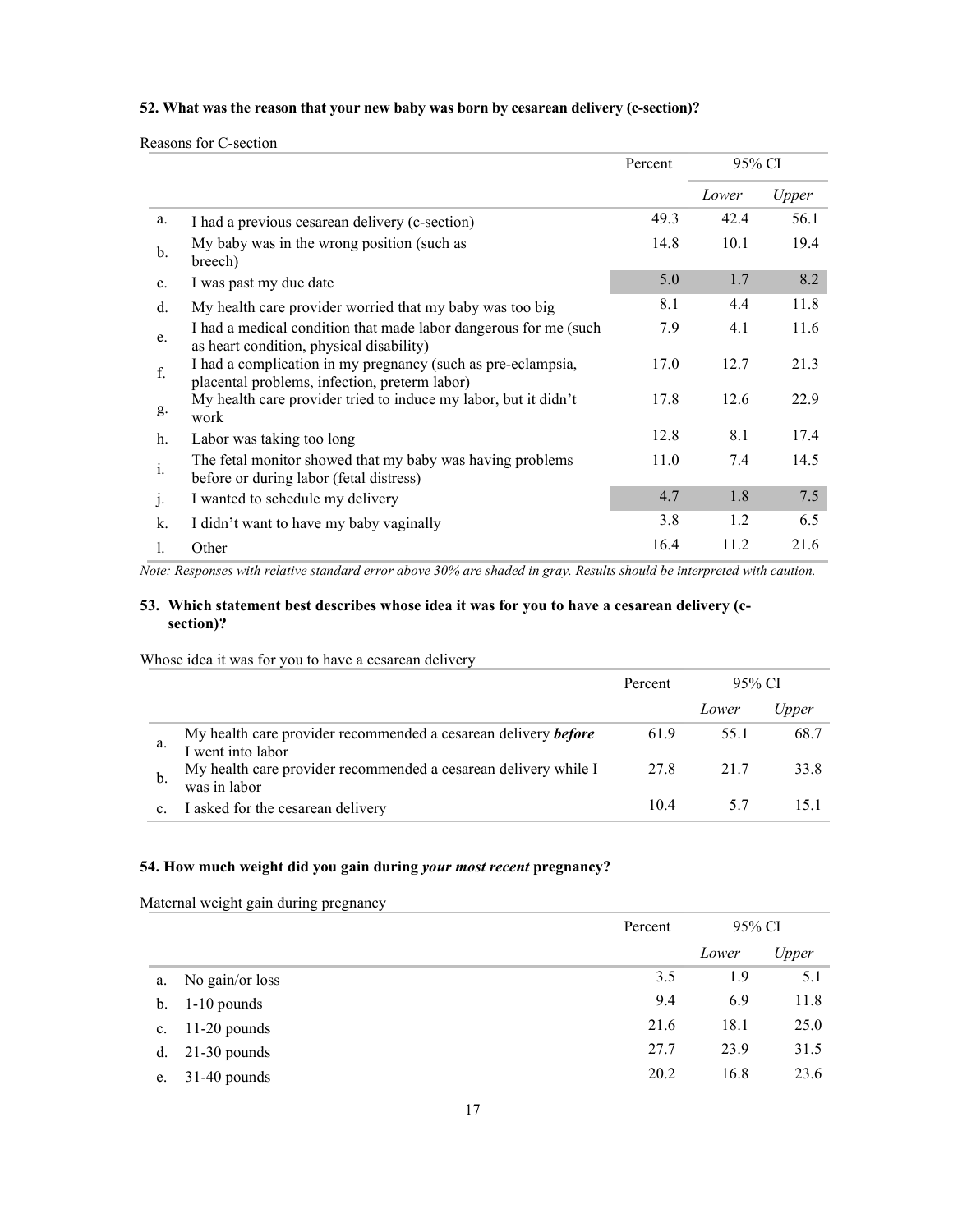### 52. What was the reason that your new baby was born by cesarean delivery (c-section)?

Reasons for C-section

| | | Percent | 95% CI | |
|---|---|---|---|---|
| | | | *Lower* | *Upper* |
| a. | I had a previous cesarean delivery (c-section) | 49.3 | 42.4 | 56.1 |
| b. | My baby was in the wrong position (such as breech) | 14.8 | 10.1 | 19.4 |
| c. | I was past my due date | 5.0 | 1.7 | 8.2 |
| d. | My health care provider worried that my baby was too big | 8.1 | 4.4 | 11.8 |
| e. | I had a medical condition that made labor dangerous for me (such as heart condition, physical disability) | 7.9 | 4.1 | 11.6 |
| f. | I had a complication in my pregnancy (such as pre-eclampsia, placental problems, infection, preterm labor) | 17.0 | 12.7 | 21.3 |
| g. | My health care provider tried to induce my labor, but it didn't work | 17.8 | 12.6 | 22.9 |
| h. | Labor was taking too long | 12.8 | 8.1 | 17.4 |
| i. | The fetal monitor showed that my baby was having problems before or during labor (fetal distress) | 11.0 | 7.4 | 14.5 |
| j. | I wanted to schedule my delivery | 4.7 | 1.8 | 7.5 |
| k. | I didn't want to have my baby vaginally | 3.8 | 1.2 | 6.5 |
| l. | Other | 16.4 | 11.2 | 21.6 |

*Note: Responses with relative standard error above 30% are shaded in gray. Results should be interpreted with caution.*

### 53. Which statement best describes whose idea it was for you to have a cesarean delivery (c-section)?

Whose idea it was for you to have a cesarean delivery

| | | Percent | 95% CI | |
|---|---|---|---|---|
| | | | *Lower* | *Upper* |
| a. | My health care provider recommended a cesarean delivery ***before*** I went into labor | 61.9 | 55.1 | 68.7 |
| b. | My health care provider recommended a cesarean delivery while I was in labor | 27.8 | 21.7 | 33.8 |
| c. | I asked for the cesarean delivery | 10.4 | 5.7 | 15.1 |

### 54. How much weight did you gain during *your most recent* pregnancy?

Maternal weight gain during pregnancy

| | | Percent | 95% CI | |
|---|---|---|---|---|
| | | | *Lower* | *Upper* |
| a. | No gain/or loss | 3.5 | 1.9 | 5.1 |
| b. | 1-10 pounds | 9.4 | 6.9 | 11.8 |
| c. | 11-20 pounds | 21.6 | 18.1 | 25.0 |
| d. | 21-30 pounds | 27.7 | 23.9 | 31.5 |
| e. | 31-40 pounds | 20.2 | 16.8 | 23.6 |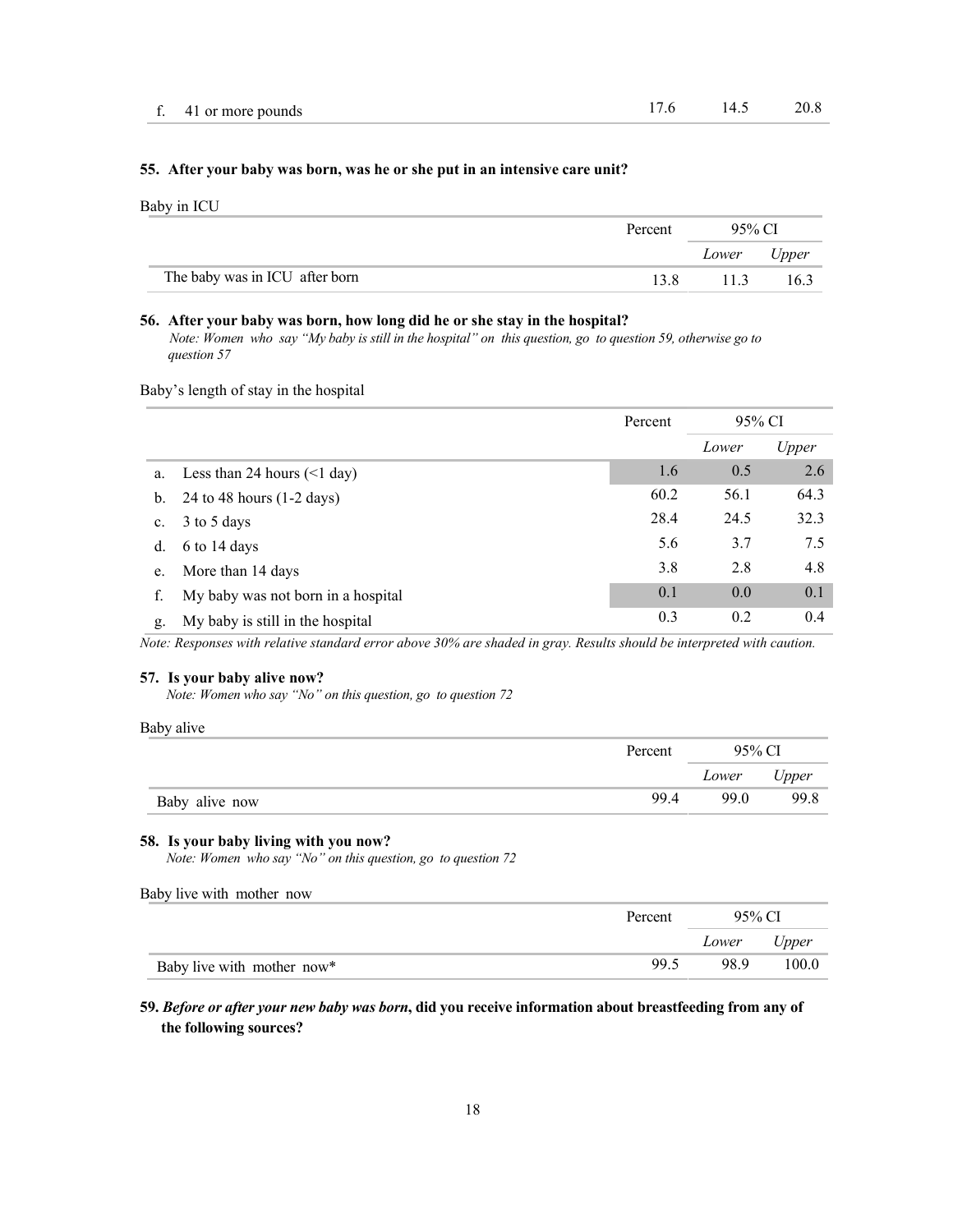| | Percent | 95% CI | |
|---|---|---|---|
| | | *Lower* | *Upper* |
| f. 41 or more pounds | 17.6 | 14.5 | 20.8 |

**55. After your baby was born, was he or she put in an intensive care unit?**

Baby in ICU

| | Percent | 95% CI | |
|---|---|---|---|
| | | *Lower* | *Upper* |
| The baby was in ICU after born | 13.8 | 11.3 | 16.3 |

**56. After your baby was born, how long did he or she stay in the hospital?**

*Note: Women who say "My baby is still in the hospital" on this question, go to question 59, otherwise go to question 57*

Baby's length of stay in the hospital

| | Percent | 95% CI | |
|---|---|---|---|
| | | *Lower* | *Upper* |
| a. Less than 24 hours (<1 day) | 1.6 | 0.5 | 2.6 |
| b. 24 to 48 hours (1-2 days) | 60.2 | 56.1 | 64.3 |
| c. 3 to 5 days | 28.4 | 24.5 | 32.3 |
| d. 6 to 14 days | 5.6 | 3.7 | 7.5 |
| e. More than 14 days | 3.8 | 2.8 | 4.8 |
| f. My baby was not born in a hospital | 0.1 | 0.0 | 0.1 |
| g. My baby is still in the hospital | 0.3 | 0.2 | 0.4 |

*Note: Responses with relative standard error above 30% are shaded in gray. Results should be interpreted with caution.*

**57. Is your baby alive now?**

*Note: Women who say "No" on this question, go to question 72*

Baby alive

| | Percent | 95% CI | |
|---|---|---|---|
| | | *Lower* | *Upper* |
| Baby alive now | 99.4 | 99.0 | 99.8 |

**58. Is your baby living with you now?**

*Note: Women who say "No" on this question, go to question 72*

Baby live with mother now

| | Percent | 95% CI | |
|---|---|---|---|
| | | *Lower* | *Upper* |
| Baby live with mother now* | 99.5 | 98.9 | 100.0 |

**59. *Before or after your new baby was born*, did you receive information about breastfeeding from any of the following sources?**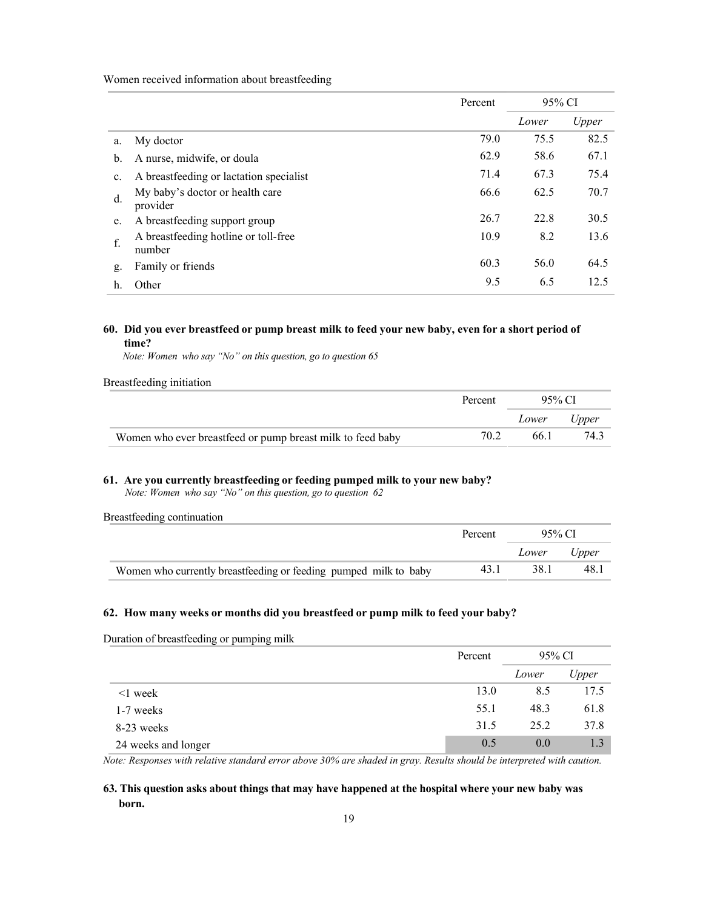Women received information about breastfeeding

| | | Percent | 95% CI | |
|---|---|---|---|---|
| | | | *Lower* | *Upper* |
| a. | My doctor | 79.0 | 75.5 | 82.5 |
| b. | A nurse, midwife, or doula | 62.9 | 58.6 | 67.1 |
| c. | A breastfeeding or lactation specialist | 71.4 | 67.3 | 75.4 |
| d. | My baby's doctor or health care provider | 66.6 | 62.5 | 70.7 |
| e. | A breastfeeding support group | 26.7 | 22.8 | 30.5 |
| f. | A breastfeeding hotline or toll-free number | 10.9 | 8.2 | 13.6 |
| g. | Family or friends | 60.3 | 56.0 | 64.5 |
| h. | Other | 9.5 | 6.5 | 12.5 |

**60. Did you ever breastfeed or pump breast milk to feed your new baby, even for a short period of time?**

*Note: Women who say "No" on this question, go to question 65*

Breastfeeding initiation

| | Percent | 95% CI | |
|---|---|---|---|
| | | *Lower* | *Upper* |
| Women who ever breastfeed or pump breast milk to feed baby | 70.2 | 66.1 | 74.3 |

**61. Are you currently breastfeeding or feeding pumped milk to your new baby?**

*Note: Women who say "No" on this question, go to question 62*

Breastfeeding continuation

| | Percent | 95% CI | |
|---|---|---|---|
| | | *Lower* | *Upper* |
| Women who currently breastfeeding or feeding pumped milk to baby | 43.1 | 38.1 | 48.1 |

**62. How many weeks or months did you breastfeed or pump milk to feed your baby?**

Duration of breastfeeding or pumping milk

| | Percent | 95% CI | |
|---|---|---|---|
| | | *Lower* | *Upper* |
| <1 week | 13.0 | 8.5 | 17.5 |
| 1-7 weeks | 55.1 | 48.3 | 61.8 |
| 8-23 weeks | 31.5 | 25.2 | 37.8 |
| 24 weeks and longer | 0.5 | 0.0 | 1.3 |

*Note: Responses with relative standard error above 30% are shaded in gray. Results should be interpreted with caution.*

**63. This question asks about things that may have happened at the hospital where your new baby was born.**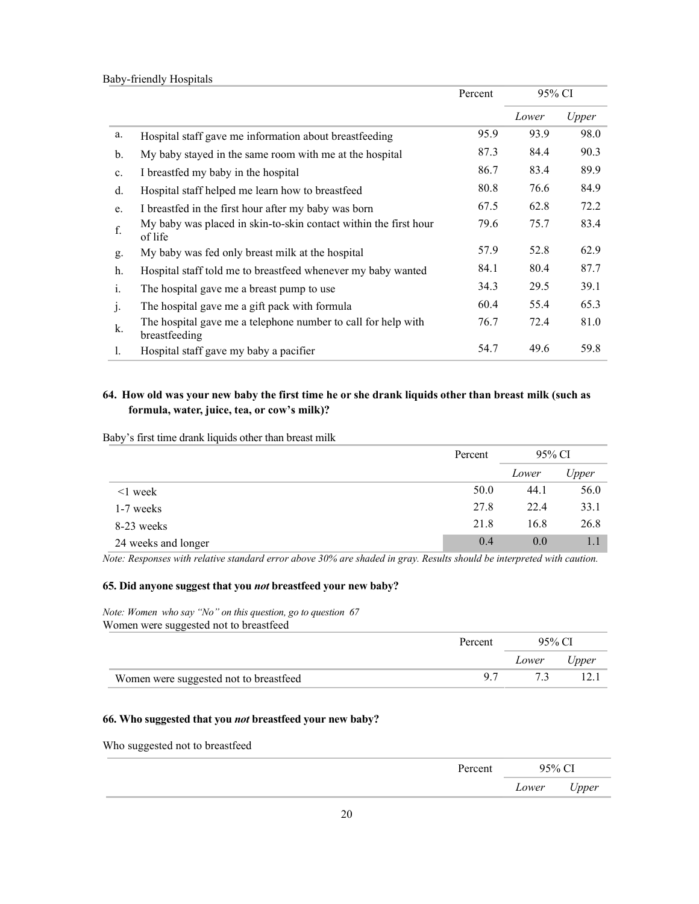Baby-friendly Hospitals

| | | Percent | 95% CI | |
|---|---|---|---|---|
| | | | *Lower* | *Upper* |
| a. | Hospital staff gave me information about breastfeeding | 95.9 | 93.9 | 98.0 |
| b. | My baby stayed in the same room with me at the hospital | 87.3 | 84.4 | 90.3 |
| c. | I breastfed my baby in the hospital | 86.7 | 83.4 | 89.9 |
| d. | Hospital staff helped me learn how to breastfeed | 80.8 | 76.6 | 84.9 |
| e. | I breastfed in the first hour after my baby was born | 67.5 | 62.8 | 72.2 |
| f. | My baby was placed in skin-to-skin contact within the first hour of life | 79.6 | 75.7 | 83.4 |
| g. | My baby was fed only breast milk at the hospital | 57.9 | 52.8 | 62.9 |
| h. | Hospital staff told me to breastfeed whenever my baby wanted | 84.1 | 80.4 | 87.7 |
| i. | The hospital gave me a breast pump to use | 34.3 | 29.5 | 39.1 |
| j. | The hospital gave me a gift pack with formula | 60.4 | 55.4 | 65.3 |
| k. | The hospital gave me a telephone number to call for help with breastfeeding | 76.7 | 72.4 | 81.0 |
| l. | Hospital staff gave my baby a pacifier | 54.7 | 49.6 | 59.8 |

### 64. How old was your new baby the first time he or she drank liquids other than breast milk (such as formula, water, juice, tea, or cow's milk)?

Baby's first time drank liquids other than breast milk

| | Percent | 95% CI | |
|---|---|---|---|
| | | *Lower* | *Upper* |
| <1 week | 50.0 | 44.1 | 56.0 |
| 1-7 weeks | 27.8 | 22.4 | 33.1 |
| 8-23 weeks | 21.8 | 16.8 | 26.8 |
| 24 weeks and longer | 0.4 | 0.0 | 1.1 |

*Note: Responses with relative standard error above 30% are shaded in gray. Results should be interpreted with caution.*

### 65. Did anyone suggest that you *not* breastfeed your new baby?

*Note: Women who say "No" on this question, go to question 67*

Women were suggested not to breastfeed

| | Percent | 95% CI | |
|---|---|---|---|
| | | *Lower* | *Upper* |
| Women were suggested not to breastfeed | 9.7 | 7.3 | 12.1 |

### 66. Who suggested that you *not* breastfeed your new baby?

Who suggested not to breastfeed

| | Percent | 95% CI | |
|---|---|---|---|
| | | *Lower* | *Upper* |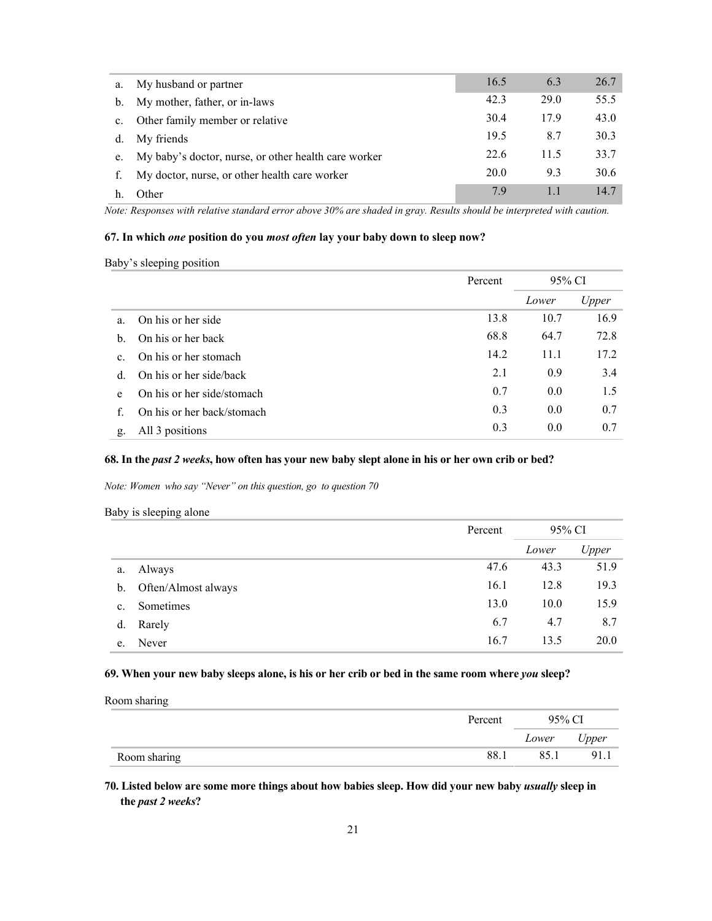| | | | | |
|---|---|---|---|---|
| a. | My husband or partner | 16.5 | 6.3 | 26.7 |
| b. | My mother, father, or in-laws | 42.3 | 29.0 | 55.5 |
| c. | Other family member or relative | 30.4 | 17.9 | 43.0 |
| d. | My friends | 19.5 | 8.7 | 30.3 |
| e. | My baby's doctor, nurse, or other health care worker | 22.6 | 11.5 | 33.7 |
| f. | My doctor, nurse, or other health care worker | 20.0 | 9.3 | 30.6 |
| h. | Other | 7.9 | 1.1 | 14.7 |

*Note: Responses with relative standard error above 30% are shaded in gray. Results should be interpreted with caution.*

**67. In which *one* position do you *most often* lay your baby down to sleep now?**

Baby's sleeping position

| | | Percent | 95% CI | |
|---|---|---|---|---|
| | | | *Lower* | *Upper* |
| a. | On his or her side | 13.8 | 10.7 | 16.9 |
| b. | On his or her back | 68.8 | 64.7 | 72.8 |
| c. | On his or her stomach | 14.2 | 11.1 | 17.2 |
| d. | On his or her side/back | 2.1 | 0.9 | 3.4 |
| e | On his or her side/stomach | 0.7 | 0.0 | 1.5 |
| f. | On his or her back/stomach | 0.3 | 0.0 | 0.7 |
| g. | All 3 positions | 0.3 | 0.0 | 0.7 |

**68. In the *past 2 weeks*, how often has your new baby slept alone in his or her own crib or bed?**

*Note: Women who say "Never" on this question, go to question 70*

Baby is sleeping alone

| | | Percent | 95% CI | |
|---|---|---|---|---|
| | | | *Lower* | *Upper* |
| a. | Always | 47.6 | 43.3 | 51.9 |
| b. | Often/Almost always | 16.1 | 12.8 | 19.3 |
| c. | Sometimes | 13.0 | 10.0 | 15.9 |
| d. | Rarely | 6.7 | 4.7 | 8.7 |
| e. | Never | 16.7 | 13.5 | 20.0 |

**69. When your new baby sleeps alone, is his or her crib or bed in the same room where *you* sleep?**

Room sharing

| | Percent | 95% CI | |
|---|---|---|---|
| | | *Lower* | *Upper* |
| Room sharing | 88.1 | 85.1 | 91.1 |

**70. Listed below are some more things about how babies sleep. How did your new baby *usually* sleep in the *past 2 weeks*?**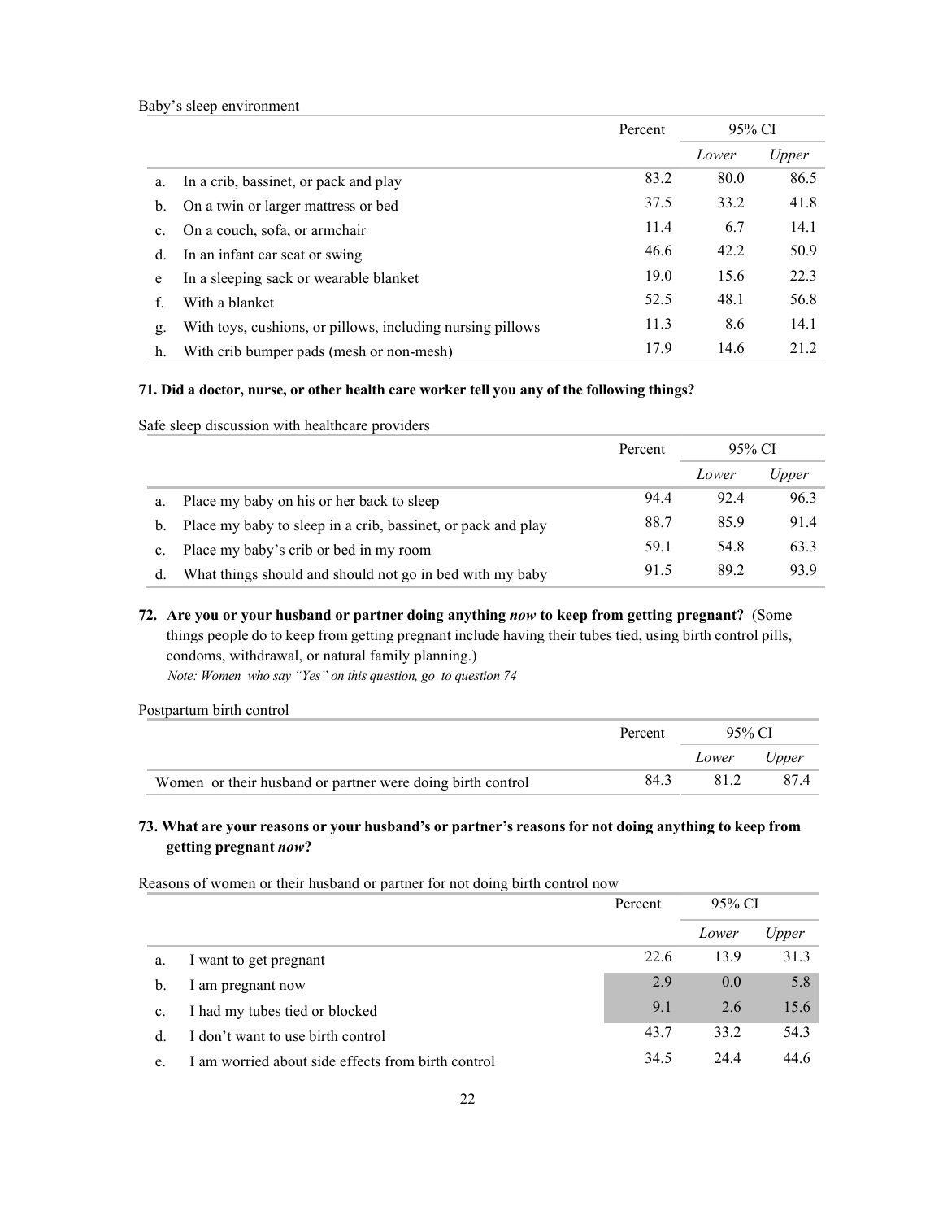Baby's sleep environment

| | | Percent | 95% CI | |
|---|---|---|---|---|
| | | | *Lower* | *Upper* |
| a. | In a crib, bassinet, or pack and play | 83.2 | 80.0 | 86.5 |
| b. | On a twin or larger mattress or bed | 37.5 | 33.2 | 41.8 |
| c. | On a couch, sofa, or armchair | 11.4 | 6.7 | 14.1 |
| d. | In an infant car seat or swing | 46.6 | 42.2 | 50.9 |
| e | In a sleeping sack or wearable blanket | 19.0 | 15.6 | 22.3 |
| f. | With a blanket | 52.5 | 48.1 | 56.8 |
| g. | With toys, cushions, or pillows, including nursing pillows | 11.3 | 8.6 | 14.1 |
| h. | With crib bumper pads (mesh or non-mesh) | 17.9 | 14.6 | 21.2 |

**71. Did a doctor, nurse, or other health care worker tell you any of the following things?**

Safe sleep discussion with healthcare providers

| | | Percent | 95% CI | |
|---|---|---|---|---|
| | | | *Lower* | *Upper* |
| a. | Place my baby on his or her back to sleep | 94.4 | 92.4 | 96.3 |
| b. | Place my baby to sleep in a crib, bassinet, or pack and play | 88.7 | 85.9 | 91.4 |
| c. | Place my baby's crib or bed in my room | 59.1 | 54.8 | 63.3 |
| d. | What things should and should not go in bed with my baby | 91.5 | 89.2 | 93.9 |

**72. Are you or your husband or partner doing anything *now* to keep from getting pregnant?** (Some things people do to keep from getting pregnant include having their tubes tied, using birth control pills, condoms, withdrawal, or natural family planning.)

*Note: Women who say "Yes" on this question, go to question 74*

Postpartum birth control

| | Percent | 95% CI | |
|---|---|---|---|
| | | *Lower* | *Upper* |
| Women or their husband or partner were doing birth control | 84.3 | 81.2 | 87.4 |

**73. What are your reasons or your husband's or partner's reasons for not doing anything to keep from getting pregnant *now*?**

Reasons of women or their husband or partner for not doing birth control now

| | | Percent | 95% CI | |
|---|---|---|---|---|
| | | | *Lower* | *Upper* |
| a. | I want to get pregnant | 22.6 | 13.9 | 31.3 |
| b. | I am pregnant now | 2.9 | 0.0 | 5.8 |
| c. | I had my tubes tied or blocked | 9.1 | 2.6 | 15.6 |
| d. | I don't want to use birth control | 43.7 | 33.2 | 54.3 |
| e. | I am worried about side effects from birth control | 34.5 | 24.4 | 44.6 |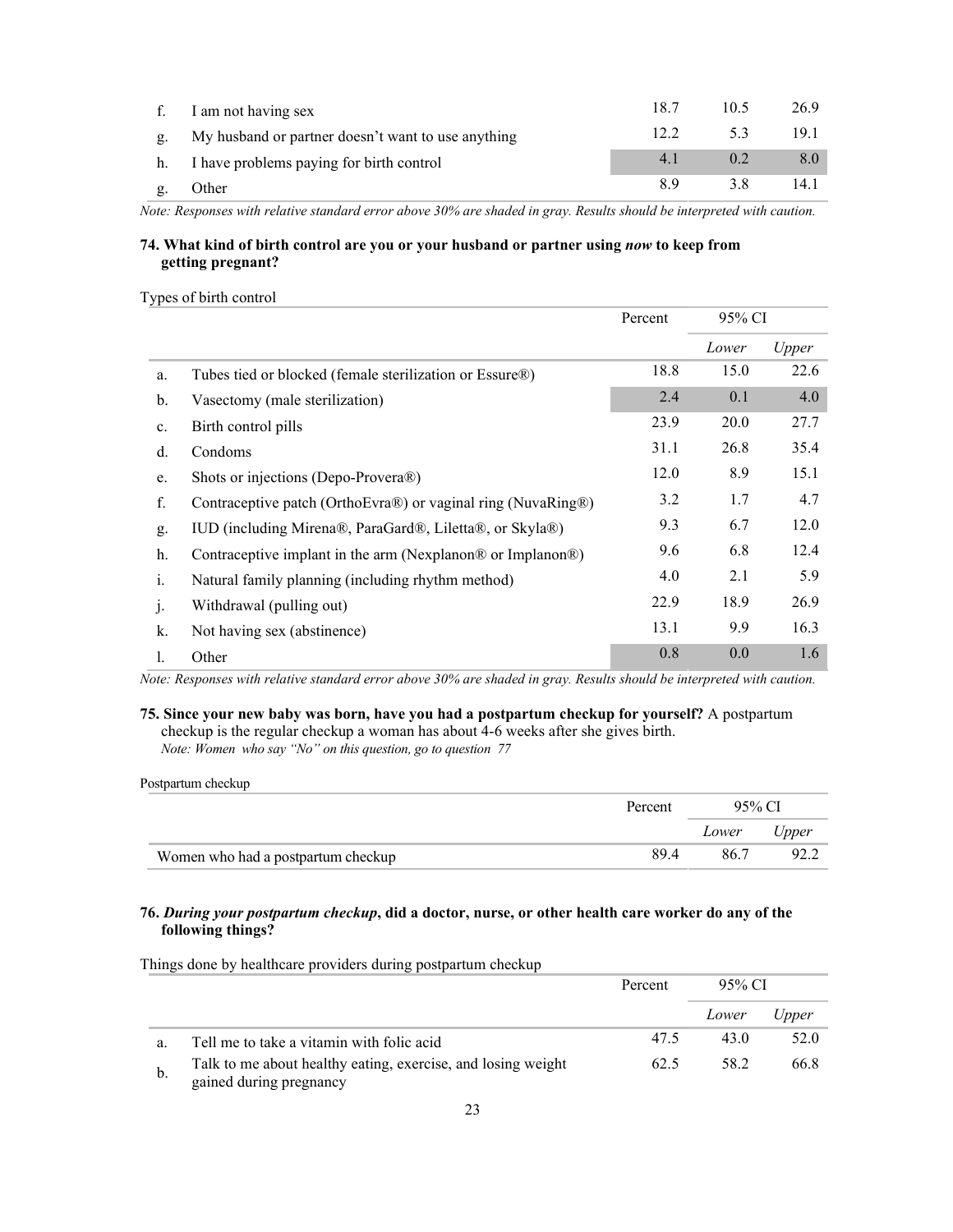| | | Percent | Lower | Upper |
|---|---|---|---|---|
| f. | I am not having sex | 18.7 | 10.5 | 26.9 |
| g. | My husband or partner doesn't want to use anything | 12.2 | 5.3 | 19.1 |
| h. | I have problems paying for birth control | 4.1 | 0.2 | 8.0 |
| g. | Other | 8.9 | 3.8 | 14.1 |

*Note: Responses with relative standard error above 30% are shaded in gray. Results should be interpreted with caution.*

**74. What kind of birth control are you or your husband or partner using *now* to keep from getting pregnant?**

Types of birth control

| | | Percent | 95% CI | |
|---|---|---|---|---|
| | | | *Lower* | *Upper* |
| a. | Tubes tied or blocked (female sterilization or Essure®) | 18.8 | 15.0 | 22.6 |
| b. | Vasectomy (male sterilization) | 2.4 | 0.1 | 4.0 |
| c. | Birth control pills | 23.9 | 20.0 | 27.7 |
| d. | Condoms | 31.1 | 26.8 | 35.4 |
| e. | Shots or injections (Depo-Provera®) | 12.0 | 8.9 | 15.1 |
| f. | Contraceptive patch (OrthoEvra®) or vaginal ring (NuvaRing®) | 3.2 | 1.7 | 4.7 |
| g. | IUD (including Mirena®, ParaGard®, Liletta®, or Skyla®) | 9.3 | 6.7 | 12.0 |
| h. | Contraceptive implant in the arm (Nexplanon® or Implanon®) | 9.6 | 6.8 | 12.4 |
| i. | Natural family planning (including rhythm method) | 4.0 | 2.1 | 5.9 |
| j. | Withdrawal (pulling out) | 22.9 | 18.9 | 26.9 |
| k. | Not having sex (abstinence) | 13.1 | 9.9 | 16.3 |
| l. | Other | 0.8 | 0.0 | 1.6 |

*Note: Responses with relative standard error above 30% are shaded in gray. Results should be interpreted with caution.*

**75. Since your new baby was born, have you had a postpartum checkup for yourself?** A postpartum checkup is the regular checkup a woman has about 4-6 weeks after she gives birth.
*Note: Women who say "No" on this question, go to question 77*

Postpartum checkup

| | Percent | 95% CI | |
|---|---|---|---|
| | | *Lower* | *Upper* |
| Women who had a postpartum checkup | 89.4 | 86.7 | 92.2 |

**76. *During your postpartum checkup*, did a doctor, nurse, or other health care worker do any of the following things?**

Things done by healthcare providers during postpartum checkup

| | | Percent | 95% CI | |
|---|---|---|---|---|
| | | | *Lower* | *Upper* |
| a. | Tell me to take a vitamin with folic acid | 47.5 | 43.0 | 52.0 |
| b. | Talk to me about healthy eating, exercise, and losing weight gained during pregnancy | 62.5 | 58.2 | 66.8 |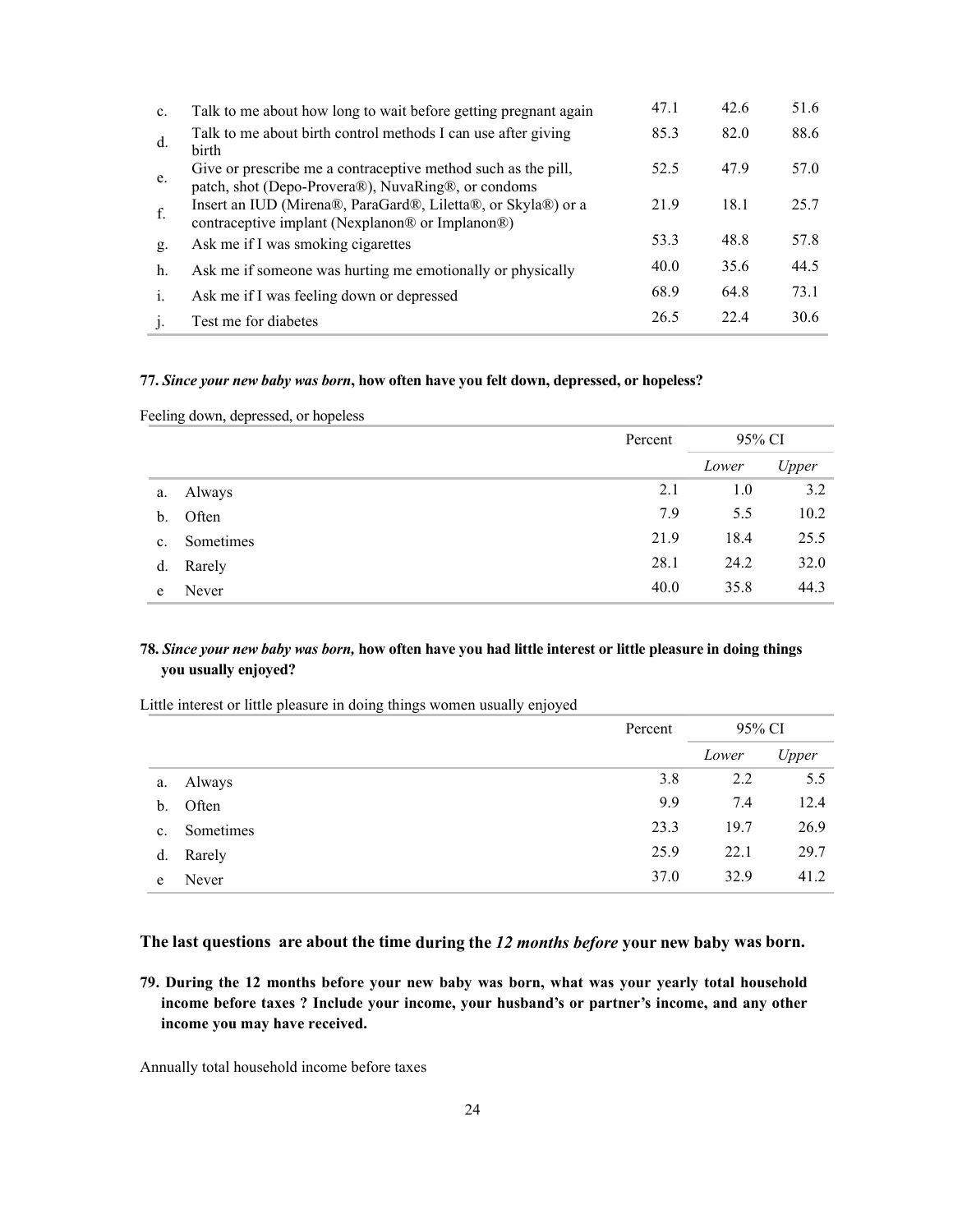|    |    | Percent | Lower | Upper |
|---|---|---|---|---|
| c. | Talk to me about how long to wait before getting pregnant again | 47.1 | 42.6 | 51.6 |
| d. | Talk to me about birth control methods I can use after giving birth | 85.3 | 82.0 | 88.6 |
| e. | Give or prescribe me a contraceptive method such as the pill, patch, shot (Depo-Provera®), NuvaRing®, or condoms | 52.5 | 47.9 | 57.0 |
| f. | Insert an IUD (Mirena®, ParaGard®, Liletta®, or Skyla®) or a contraceptive implant (Nexplanon® or Implanon®) | 21.9 | 18.1 | 25.7 |
| g. | Ask me if I was smoking cigarettes | 53.3 | 48.8 | 57.8 |
| h. | Ask me if someone was hurting me emotionally or physically | 40.0 | 35.6 | 44.5 |
| i. | Ask me if I was feeling down or depressed | 68.9 | 64.8 | 73.1 |
| j. | Test me for diabetes | 26.5 | 22.4 | 30.6 |

**77.** ***Since your new baby was born*****, how often have you felt down, depressed, or hopeless?**

Feeling down, depressed, or hopeless

|    |    | Percent | 95% CI | |
|---|---|---|---|---|
|    |    |    | *Lower* | *Upper* |
| a. | Always | 2.1 | 1.0 | 3.2 |
| b. | Often | 7.9 | 5.5 | 10.2 |
| c. | Sometimes | 21.9 | 18.4 | 25.5 |
| d. | Rarely | 28.1 | 24.2 | 32.0 |
| e | Never | 40.0 | 35.8 | 44.3 |

**78.** ***Since your new baby was born,*** **how often have you had little interest or little pleasure in doing things you usually enjoyed?**

Little interest or little pleasure in doing things women usually enjoyed

|    |    | Percent | 95% CI | |
|---|---|---|---|---|
|    |    |    | *Lower* | *Upper* |
| a. | Always | 3.8 | 2.2 | 5.5 |
| b. | Often | 9.9 | 7.4 | 12.4 |
| c. | Sometimes | 23.3 | 19.7 | 26.9 |
| d. | Rarely | 25.9 | 22.1 | 29.7 |
| e | Never | 37.0 | 32.9 | 41.2 |

## The last questions are about the time during the *12 months before* your new baby was born.

**79. During the 12 months before your new baby was born, what was your yearly total household income before taxes ? Include your income, your husband's or partner's income, and any other income you may have received.**

Annually total household income before taxes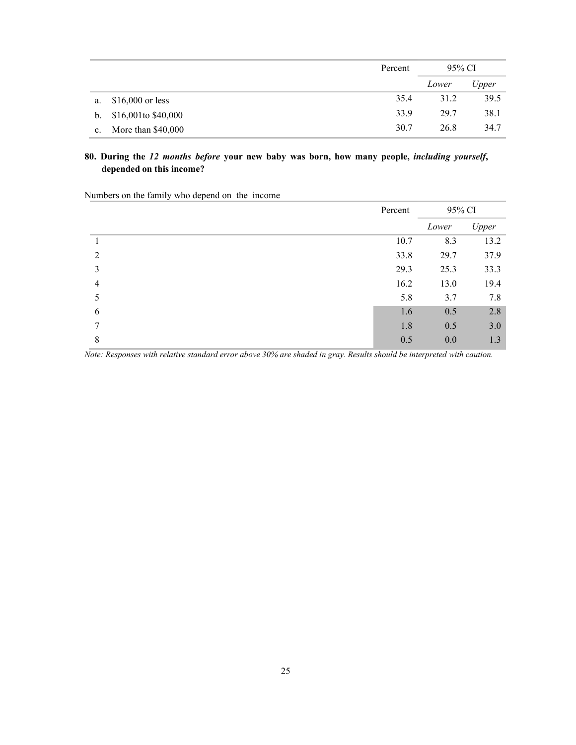| | Percent | 95% CI | |
|---|---|---|---|
| | | *Lower* | *Upper* |
| a. $16,000 or less | 35.4 | 31.2 | 39.5 |
| b. $16,001to $40,000 | 33.9 | 29.7 | 38.1 |
| c. More than $40,000 | 30.7 | 26.8 | 34.7 |

**80. During the *12 months before* your new baby was born, how many people, *including yourself*, depended on this income?**

Numbers on the family who depend on the income

| | Percent | 95% CI | |
|---|---|---|---|
| | | *Lower* | *Upper* |
| 1 | 10.7 | 8.3 | 13.2 |
| 2 | 33.8 | 29.7 | 37.9 |
| 3 | 29.3 | 25.3 | 33.3 |
| 4 | 16.2 | 13.0 | 19.4 |
| 5 | 5.8 | 3.7 | 7.8 |
| 6 | 1.6 | 0.5 | 2.8 |
| 7 | 1.8 | 0.5 | 3.0 |
| 8 | 0.5 | 0.0 | 1.3 |

*Note: Responses with relative standard error above 30% are shaded in gray. Results should be interpreted with caution.*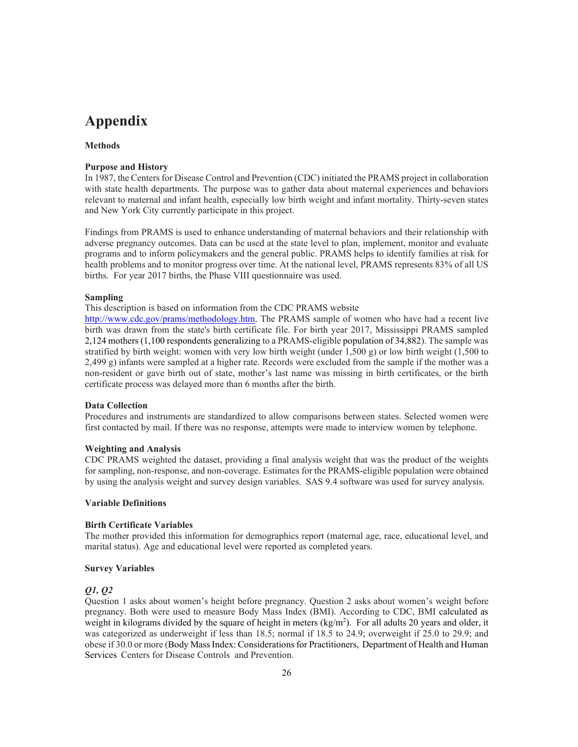# Appendix

**Methods**

**Purpose and History**

In 1987, the Centers for Disease Control and Prevention (CDC) initiated the PRAMS project in collaboration with state health departments. The purpose was to gather data about maternal experiences and behaviors relevant to maternal and infant health, especially low birth weight and infant mortality. Thirty-seven states and New York City currently participate in this project.

Findings from PRAMS is used to enhance understanding of maternal behaviors and their relationship with adverse pregnancy outcomes. Data can be used at the state level to plan, implement, monitor and evaluate programs and to inform policymakers and the general public. PRAMS helps to identify families at risk for health problems and to monitor progress over time. At the national level, PRAMS represents 83% of all US births. For year 2017 births, the Phase VIII questionnaire was used.

**Sampling**

This description is based on information from the CDC PRAMS website [http://www.cdc.gov/prams/methodology.htm](http://www.cdc.gov/prams/methodology.htm). The PRAMS sample of women who have had a recent live birth was drawn from the state's birth certificate file. For birth year 2017, Mississippi PRAMS sampled 2,124 mothers (1,100 respondents generalizing to a PRAMS-eligible population of 34,882). The sample was stratified by birth weight: women with very low birth weight (under 1,500 g) or low birth weight (1,500 to 2,499 g) infants were sampled at a higher rate. Records were excluded from the sample if the mother was a non-resident or gave birth out of state, mother's last name was missing in birth certificates, or the birth certificate process was delayed more than 6 months after the birth.

**Data Collection**

Procedures and instruments are standardized to allow comparisons between states. Selected women were first contacted by mail. If there was no response, attempts were made to interview women by telephone.

**Weighting and Analysis**

CDC PRAMS weighted the dataset, providing a final analysis weight that was the product of the weights for sampling, non-response, and non-coverage. Estimates for the PRAMS-eligible population were obtained by using the analysis weight and survey design variables. SAS 9.4 software was used for survey analysis.

**Variable Definitions**

**Birth Certificate Variables**

The mother provided this information for demographics report (maternal age, race, educational level, and marital status). Age and educational level were reported as completed years.

**Survey Variables**

***Q1, Q2***

Question 1 asks about women's height before pregnancy. Question 2 asks about women's weight before pregnancy. Both were used to measure Body Mass Index (BMI). According to CDC, BMI calculated as weight in kilograms divided by the square of height in meters ($kg/m^2$). For all adults 20 years and older, it was categorized as underweight if less than 18.5; normal if 18.5 to 24.9; overweight if 25.0 to 29.9; and obese if 30.0 or more (Body Mass Index: Considerations for Practitioners, Department of Health and Human Services Centers for Disease Controls and Prevention.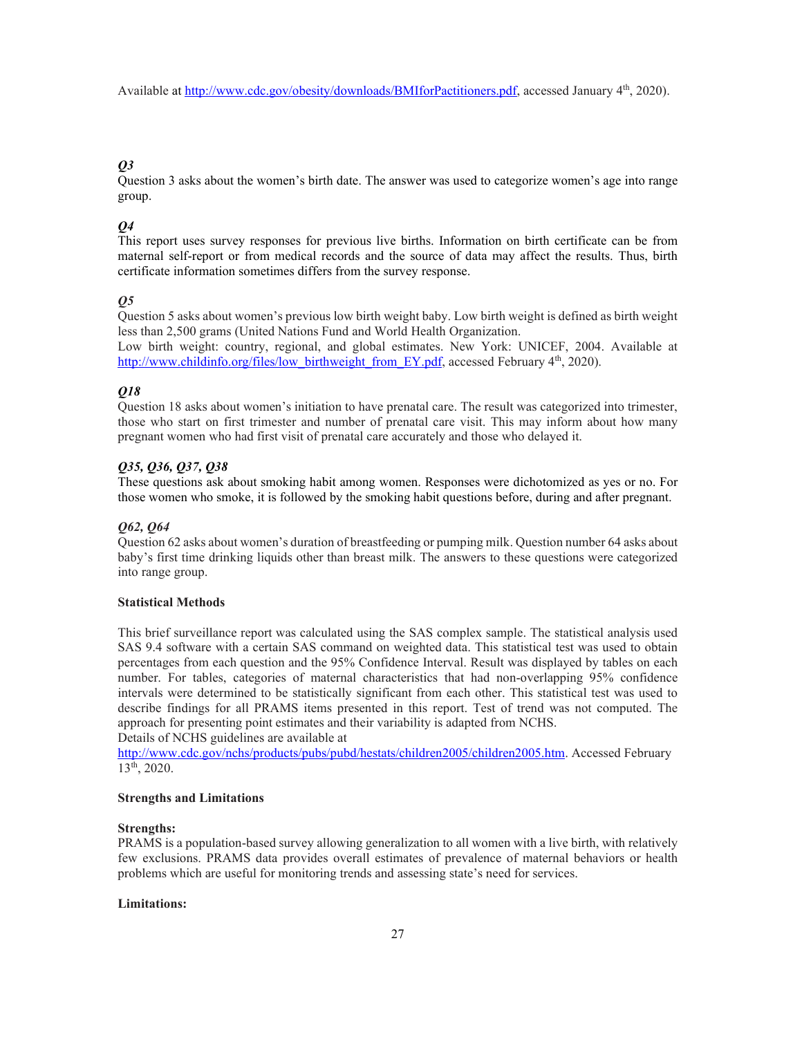Available at http://www.cdc.gov/obesity/downloads/BMIforPactitioners.pdf, accessed January 4th, 2020).

*Q3*

Question 3 asks about the women's birth date. The answer was used to categorize women's age into range group.

*Q4*

This report uses survey responses for previous live births. Information on birth certificate can be from maternal self-report or from medical records and the source of data may affect the results. Thus, birth certificate information sometimes differs from the survey response.

*Q5*

Question 5 asks about women's previous low birth weight baby. Low birth weight is defined as birth weight less than 2,500 grams (United Nations Fund and World Health Organization.
Low birth weight: country, regional, and global estimates. New York: UNICEF, 2004. Available at http://www.childinfo.org/files/low_birthweight_from_EY.pdf, accessed February 4th, 2020).

*Q18*

Question 18 asks about women's initiation to have prenatal care. The result was categorized into trimester, those who start on first trimester and number of prenatal care visit. This may inform about how many pregnant women who had first visit of prenatal care accurately and those who delayed it.

*Q35, Q36, Q37, Q38*

These questions ask about smoking habit among women. Responses were dichotomized as yes or no. For those women who smoke, it is followed by the smoking habit questions before, during and after pregnant.

*Q62, Q64*

Question 62 asks about women's duration of breastfeeding or pumping milk. Question number 64 asks about baby's first time drinking liquids other than breast milk. The answers to these questions were categorized into range group.

**Statistical Methods**

This brief surveillance report was calculated using the SAS complex sample. The statistical analysis used SAS 9.4 software with a certain SAS command on weighted data. This statistical test was used to obtain percentages from each question and the 95% Confidence Interval. Result was displayed by tables on each number. For tables, categories of maternal characteristics that had non-overlapping 95% confidence intervals were determined to be statistically significant from each other. This statistical test was used to describe findings for all PRAMS items presented in this report. Test of trend was not computed. The approach for presenting point estimates and their variability is adapted from NCHS.
Details of NCHS guidelines are available at
http://www.cdc.gov/nchs/products/pubs/pubd/hestats/children2005/children2005.htm. Accessed February 13th, 2020.

**Strengths and Limitations**

**Strengths:**

PRAMS is a population-based survey allowing generalization to all women with a live birth, with relatively few exclusions. PRAMS data provides overall estimates of prevalence of maternal behaviors or health problems which are useful for monitoring trends and assessing state's need for services.

**Limitations:**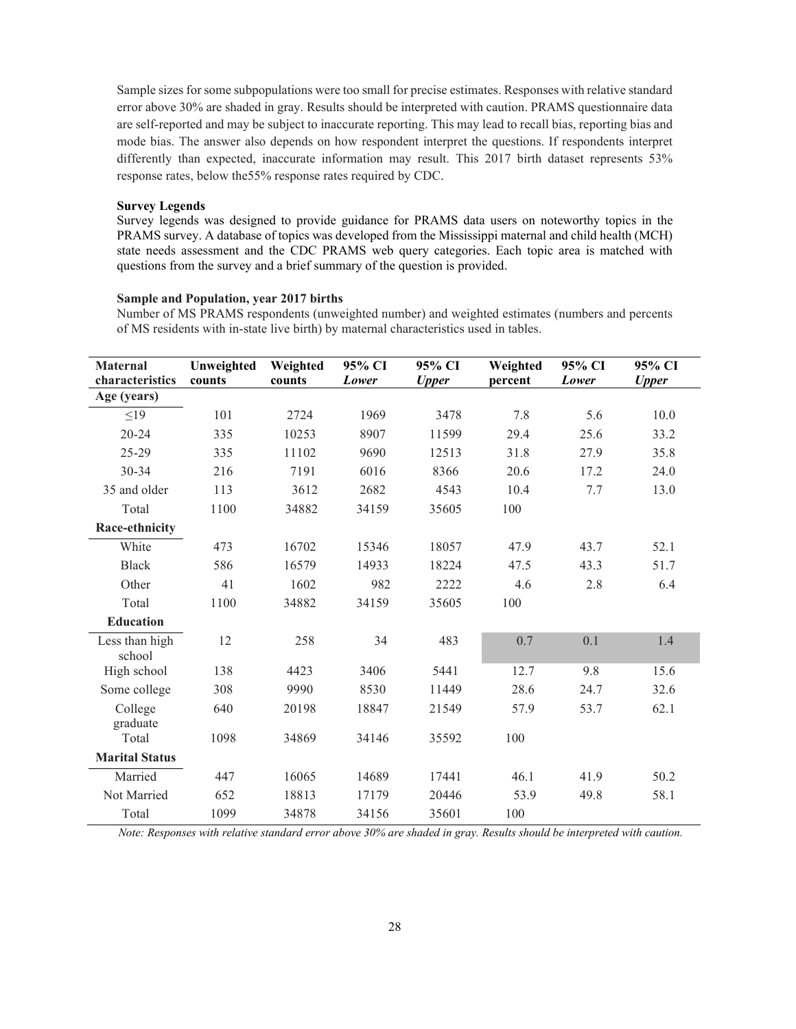Sample sizes for some subpopulations were too small for precise estimates. Responses with relative standard error above 30% are shaded in gray. Results should be interpreted with caution. PRAMS questionnaire data are self-reported and may be subject to inaccurate reporting. This may lead to recall bias, reporting bias and mode bias. The answer also depends on how respondent interpret the questions. If respondents interpret differently than expected, inaccurate information may result. This 2017 birth dataset represents 53% response rates, below the55% response rates required by CDC.

**Survey Legends**

Survey legends was designed to provide guidance for PRAMS data users on noteworthy topics in the PRAMS survey. A database of topics was developed from the Mississippi maternal and child health (MCH) state needs assessment and the CDC PRAMS web query categories. Each topic area is matched with questions from the survey and a brief summary of the question is provided.

**Sample and Population, year 2017 births**

Number of MS PRAMS respondents (unweighted number) and weighted estimates (numbers and percents of MS residents with in-state live birth) by maternal characteristics used in tables.

| Maternal characteristics | Unweighted counts | Weighted counts | 95% CI *Lower* | 95% CI *Upper* | Weighted percent | 95% CI *Lower* | 95% CI *Upper* |
|---|---|---|---|---|---|---|---|
| **Age (years)** | | | | | | | |
| ≤19 | 101 | 2724 | 1969 | 3478 | 7.8 | 5.6 | 10.0 |
| 20-24 | 335 | 10253 | 8907 | 11599 | 29.4 | 25.6 | 33.2 |
| 25-29 | 335 | 11102 | 9690 | 12513 | 31.8 | 27.9 | 35.8 |
| 30-34 | 216 | 7191 | 6016 | 8366 | 20.6 | 17.2 | 24.0 |
| 35 and older | 113 | 3612 | 2682 | 4543 | 10.4 | 7.7 | 13.0 |
| Total | 1100 | 34882 | 34159 | 35605 | 100 | | |
| **Race-ethnicity** | | | | | | | |
| White | 473 | 16702 | 15346 | 18057 | 47.9 | 43.7 | 52.1 |
| Black | 586 | 16579 | 14933 | 18224 | 47.5 | 43.3 | 51.7 |
| Other | 41 | 1602 | 982 | 2222 | 4.6 | 2.8 | 6.4 |
| Total | 1100 | 34882 | 34159 | 35605 | 100 | | |
| **Education** | | | | | | | |
| Less than high school | 12 | 258 | 34 | 483 | 0.7 | 0.1 | 1.4 |
| High school | 138 | 4423 | 3406 | 5441 | 12.7 | 9.8 | 15.6 |
| Some college | 308 | 9990 | 8530 | 11449 | 28.6 | 24.7 | 32.6 |
| College graduate | 640 | 20198 | 18847 | 21549 | 57.9 | 53.7 | 62.1 |
| Total | 1098 | 34869 | 34146 | 35592 | 100 | | |
| **Marital Status** | | | | | | | |
| Married | 447 | 16065 | 14689 | 17441 | 46.1 | 41.9 | 50.2 |
| Not Married | 652 | 18813 | 17179 | 20446 | 53.9 | 49.8 | 58.1 |
| Total | 1099 | 34878 | 34156 | 35601 | 100 | | |

*Note: Responses with relative standard error above 30% are shaded in gray. Results should be interpreted with caution.*